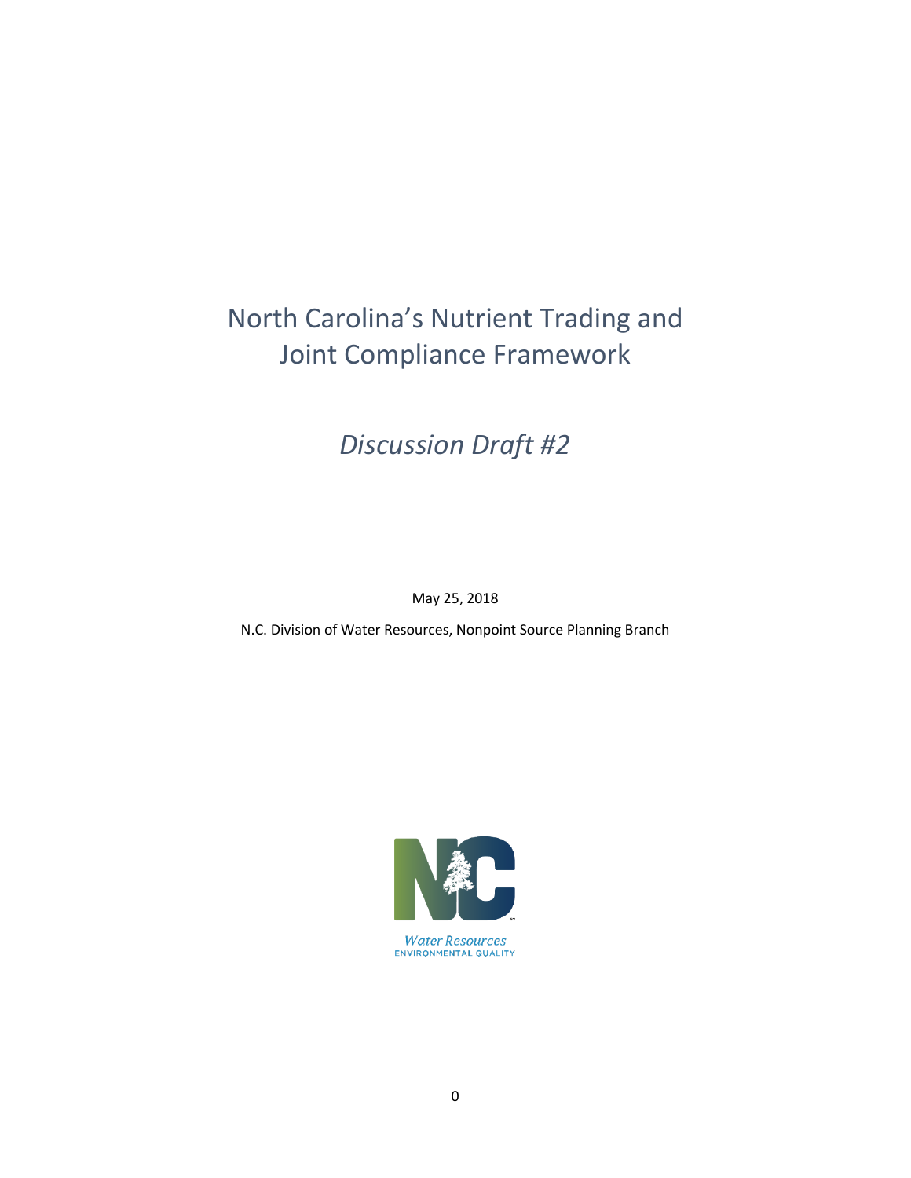# North Carolina's Nutrient Trading and Joint Compliance Framework

## *Discussion Draft #2*

May 25, 2018

N.C. Division of Water Resources, Nonpoint Source Planning Branch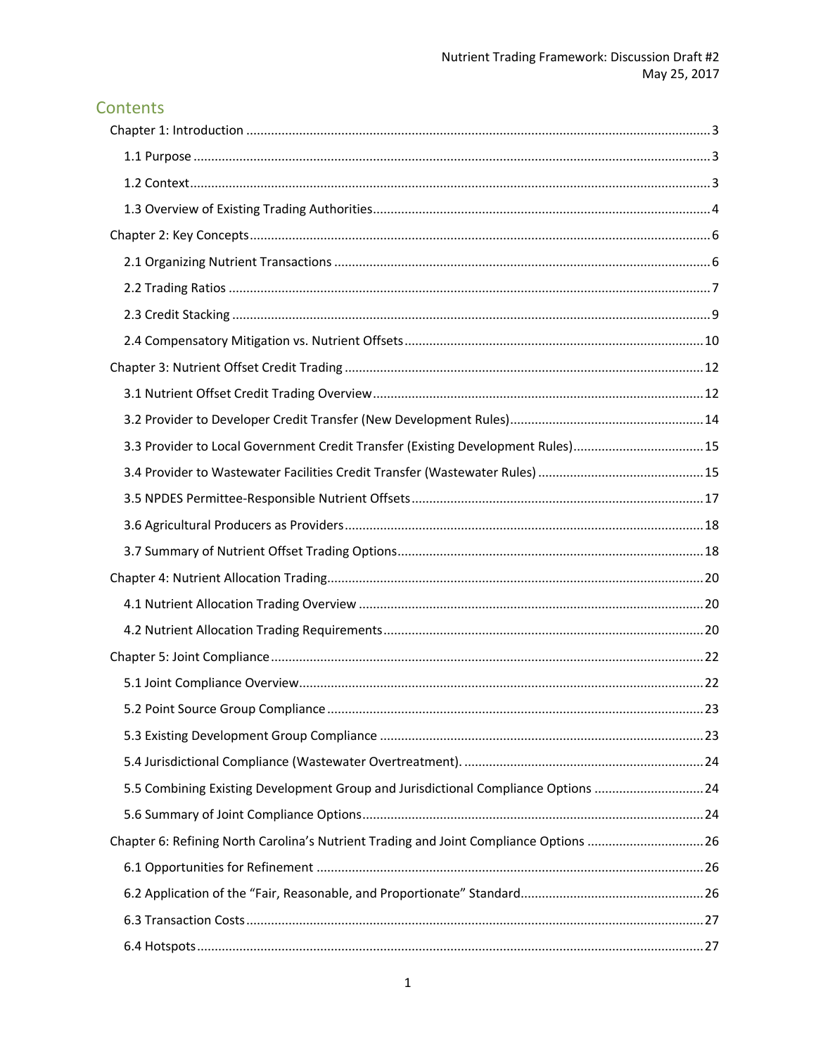# Contents

- Chapter 1: Introduction ..... 3
  - 1.1 Purpose ..... 3
  - 1.2 Context ..... 3
  - 1.3 Overview of Existing Trading Authorities ..... 4
- Chapter 2: Key Concepts ..... 6
  - 2.1 Organizing Nutrient Transactions ..... 6
  - 2.2 Trading Ratios ..... 7
  - 2.3 Credit Stacking ..... 9
  - 2.4 Compensatory Mitigation vs. Nutrient Offsets ..... 10
- Chapter 3: Nutrient Offset Credit Trading ..... 12
  - 3.1 Nutrient Offset Credit Trading Overview ..... 12
  - 3.2 Provider to Developer Credit Transfer (New Development Rules) ..... 14
  - 3.3 Provider to Local Government Credit Transfer (Existing Development Rules) ..... 15
  - 3.4 Provider to Wastewater Facilities Credit Transfer (Wastewater Rules) ..... 15
  - 3.5 NPDES Permittee-Responsible Nutrient Offsets ..... 17
  - 3.6 Agricultural Producers as Providers ..... 18
  - 3.7 Summary of Nutrient Offset Trading Options ..... 18
- Chapter 4: Nutrient Allocation Trading ..... 20
  - 4.1 Nutrient Allocation Trading Overview ..... 20
  - 4.2 Nutrient Allocation Trading Requirements ..... 20
- Chapter 5: Joint Compliance ..... 22
  - 5.1 Joint Compliance Overview ..... 22
  - 5.2 Point Source Group Compliance ..... 23
  - 5.3 Existing Development Group Compliance ..... 23
  - 5.4 Jurisdictional Compliance (Wastewater Overtreatment). ..... 24
  - 5.5 Combining Existing Development Group and Jurisdictional Compliance Options ..... 24
  - 5.6 Summary of Joint Compliance Options ..... 24
- Chapter 6: Refining North Carolina's Nutrient Trading and Joint Compliance Options ..... 26
  - 6.1 Opportunities for Refinement ..... 26
  - 6.2 Application of the "Fair, Reasonable, and Proportionate" Standard ..... 26
  - 6.3 Transaction Costs ..... 27
  - 6.4 Hotspots ..... 27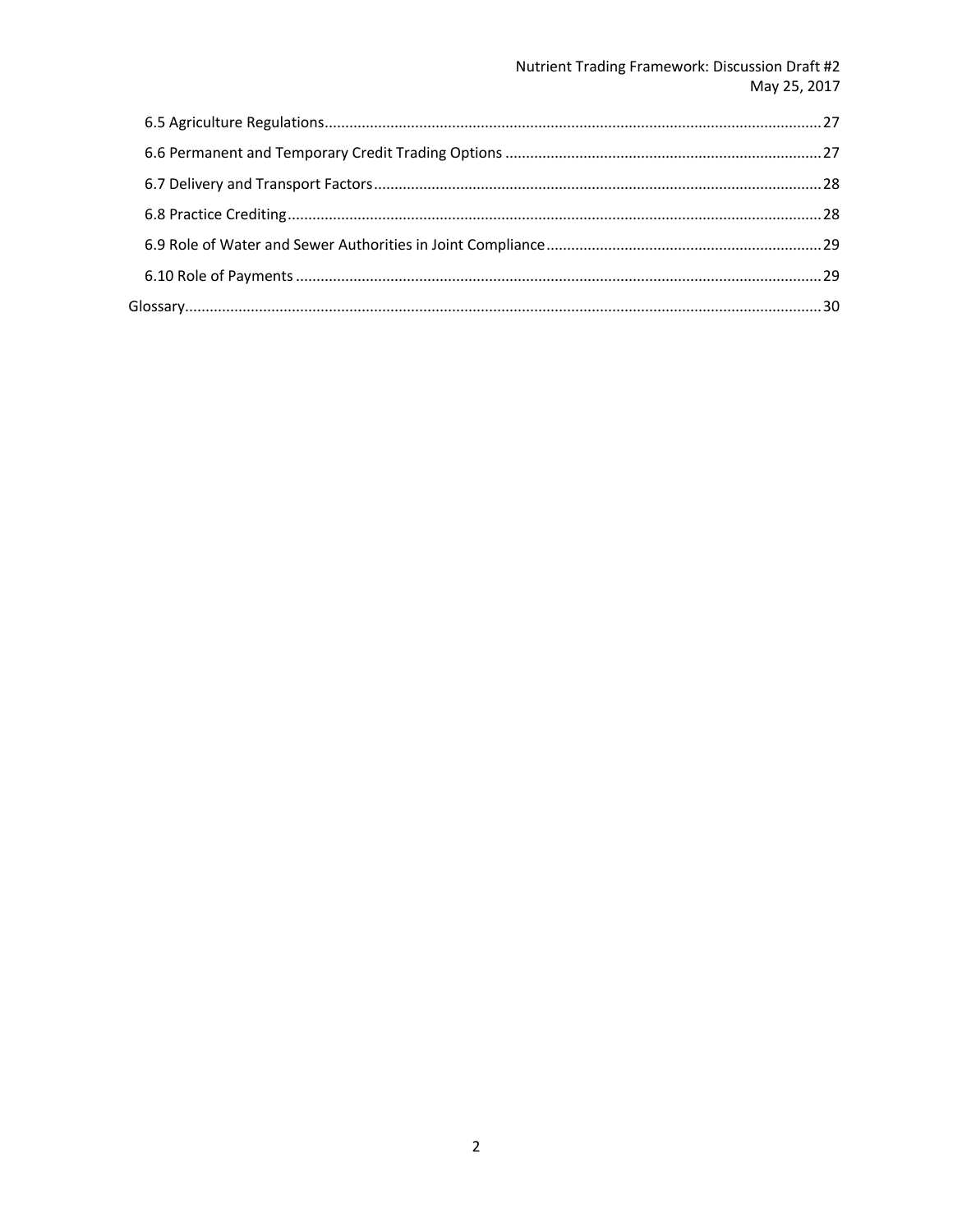6.5 Agriculture Regulations ........................................................................................................................ 27

6.6 Permanent and Temporary Credit Trading Options ............................................................................. 27

6.7 Delivery and Transport Factors ............................................................................................................ 28

6.8 Practice Crediting ................................................................................................................................. 28

6.9 Role of Water and Sewer Authorities in Joint Compliance ................................................................... 29

6.10 Role of Payments ............................................................................................................................... 29

Glossary .......................................................................................................................................................... 30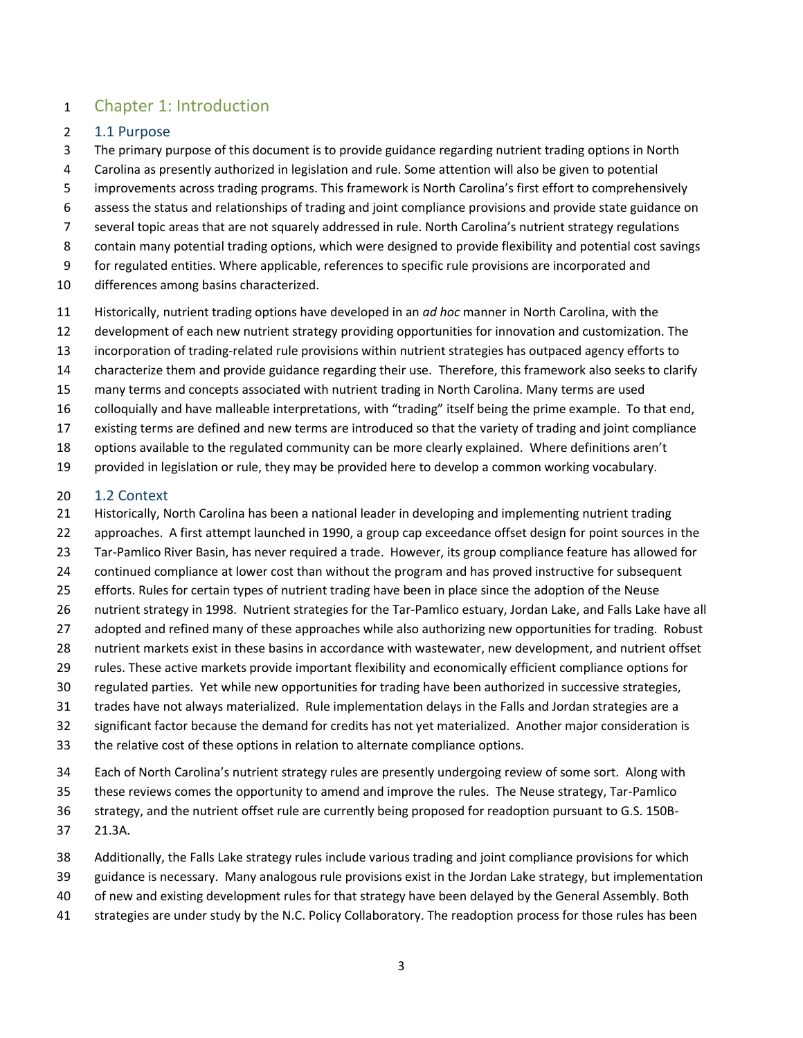# Chapter 1: Introduction

## 1.1 Purpose

The primary purpose of this document is to provide guidance regarding nutrient trading options in North Carolina as presently authorized in legislation and rule. Some attention will also be given to potential improvements across trading programs. This framework is North Carolina's first effort to comprehensively assess the status and relationships of trading and joint compliance provisions and provide state guidance on several topic areas that are not squarely addressed in rule. North Carolina's nutrient strategy regulations contain many potential trading options, which were designed to provide flexibility and potential cost savings for regulated entities. Where applicable, references to specific rule provisions are incorporated and differences among basins characterized.

Historically, nutrient trading options have developed in an *ad hoc* manner in North Carolina, with the development of each new nutrient strategy providing opportunities for innovation and customization. The incorporation of trading-related rule provisions within nutrient strategies has outpaced agency efforts to characterize them and provide guidance regarding their use. Therefore, this framework also seeks to clarify many terms and concepts associated with nutrient trading in North Carolina. Many terms are used colloquially and have malleable interpretations, with "trading" itself being the prime example. To that end, existing terms are defined and new terms are introduced so that the variety of trading and joint compliance options available to the regulated community can be more clearly explained. Where definitions aren't provided in legislation or rule, they may be provided here to develop a common working vocabulary.

## 1.2 Context

Historically, North Carolina has been a national leader in developing and implementing nutrient trading approaches. A first attempt launched in 1990, a group cap exceedance offset design for point sources in the Tar-Pamlico River Basin, has never required a trade. However, its group compliance feature has allowed for continued compliance at lower cost than without the program and has proved instructive for subsequent efforts. Rules for certain types of nutrient trading have been in place since the adoption of the Neuse nutrient strategy in 1998. Nutrient strategies for the Tar-Pamlico estuary, Jordan Lake, and Falls Lake have all adopted and refined many of these approaches while also authorizing new opportunities for trading. Robust nutrient markets exist in these basins in accordance with wastewater, new development, and nutrient offset rules. These active markets provide important flexibility and economically efficient compliance options for regulated parties. Yet while new opportunities for trading have been authorized in successive strategies, trades have not always materialized. Rule implementation delays in the Falls and Jordan strategies are a significant factor because the demand for credits has not yet materialized. Another major consideration is the relative cost of these options in relation to alternate compliance options.

Each of North Carolina's nutrient strategy rules are presently undergoing review of some sort. Along with these reviews comes the opportunity to amend and improve the rules. The Neuse strategy, Tar-Pamlico strategy, and the nutrient offset rule are currently being proposed for readoption pursuant to G.S. 150B-21.3A.

Additionally, the Falls Lake strategy rules include various trading and joint compliance provisions for which guidance is necessary. Many analogous rule provisions exist in the Jordan Lake strategy, but implementation of new and existing development rules for that strategy have been delayed by the General Assembly. Both strategies are under study by the N.C. Policy Collaboratory. The readoption process for those rules has been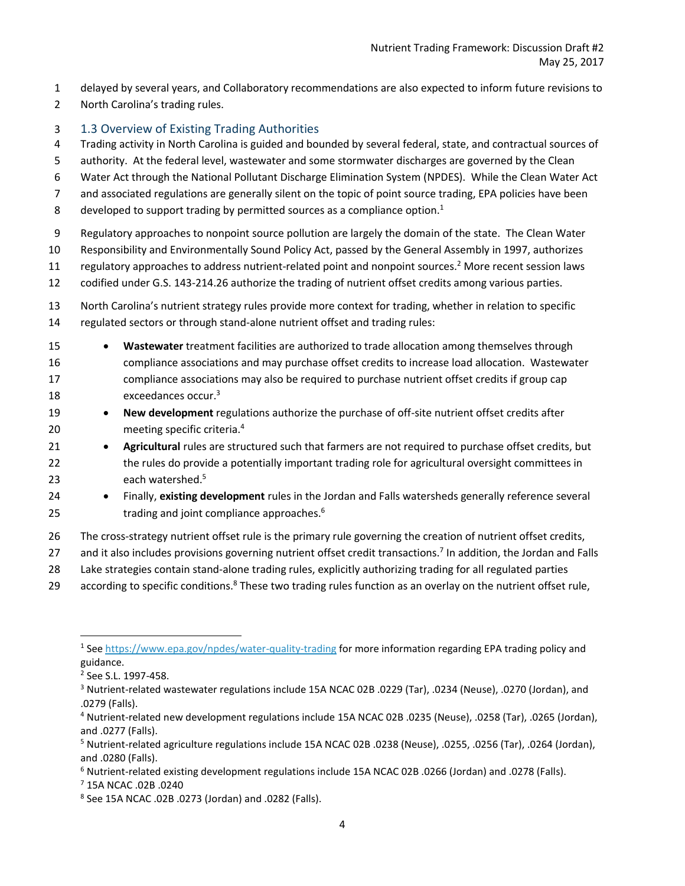delayed by several years, and Collaboratory recommendations are also expected to inform future revisions to North Carolina's trading rules.

## 1.3 Overview of Existing Trading Authorities

Trading activity in North Carolina is guided and bounded by several federal, state, and contractual sources of authority. At the federal level, wastewater and some stormwater discharges are governed by the Clean Water Act through the National Pollutant Discharge Elimination System (NPDES). While the Clean Water Act and associated regulations are generally silent on the topic of point source trading, EPA policies have been developed to support trading by permitted sources as a compliance option.[1]

Regulatory approaches to nonpoint source pollution are largely the domain of the state. The Clean Water Responsibility and Environmentally Sound Policy Act, passed by the General Assembly in 1997, authorizes regulatory approaches to address nutrient-related point and nonpoint sources.[2] More recent session laws codified under G.S. 143-214.26 authorize the trading of nutrient offset credits among various parties.

North Carolina's nutrient strategy rules provide more context for trading, whether in relation to specific regulated sectors or through stand-alone nutrient offset and trading rules:

- **Wastewater** treatment facilities are authorized to trade allocation among themselves through compliance associations and may purchase offset credits to increase load allocation. Wastewater compliance associations may also be required to purchase nutrient offset credits if group cap exceedances occur.[3]
- **New development** regulations authorize the purchase of off-site nutrient offset credits after meeting specific criteria.[4]
- **Agricultural** rules are structured such that farmers are not required to purchase offset credits, but the rules do provide a potentially important trading role for agricultural oversight committees in each watershed.[5]
- Finally, **existing development** rules in the Jordan and Falls watersheds generally reference several trading and joint compliance approaches.[6]

The cross-strategy nutrient offset rule is the primary rule governing the creation of nutrient offset credits, and it also includes provisions governing nutrient offset credit transactions.[7] In addition, the Jordan and Falls Lake strategies contain stand-alone trading rules, explicitly authorizing trading for all regulated parties according to specific conditions.[8] These two trading rules function as an overlay on the nutrient offset rule,

---

[1] See https://www.epa.gov/npdes/water-quality-trading for more information regarding EPA trading policy and guidance.

[2] See S.L. 1997-458.

[3] Nutrient-related wastewater regulations include 15A NCAC 02B .0229 (Tar), .0234 (Neuse), .0270 (Jordan), and .0279 (Falls).

[4] Nutrient-related new development regulations include 15A NCAC 02B .0235 (Neuse), .0258 (Tar), .0265 (Jordan), and .0277 (Falls).

[5] Nutrient-related agriculture regulations include 15A NCAC 02B .0238 (Neuse), .0255, .0256 (Tar), .0264 (Jordan), and .0280 (Falls).

[6] Nutrient-related existing development regulations include 15A NCAC 02B .0266 (Jordan) and .0278 (Falls).

[7] 15A NCAC .02B .0240

[8] See 15A NCAC .02B .0273 (Jordan) and .0282 (Falls).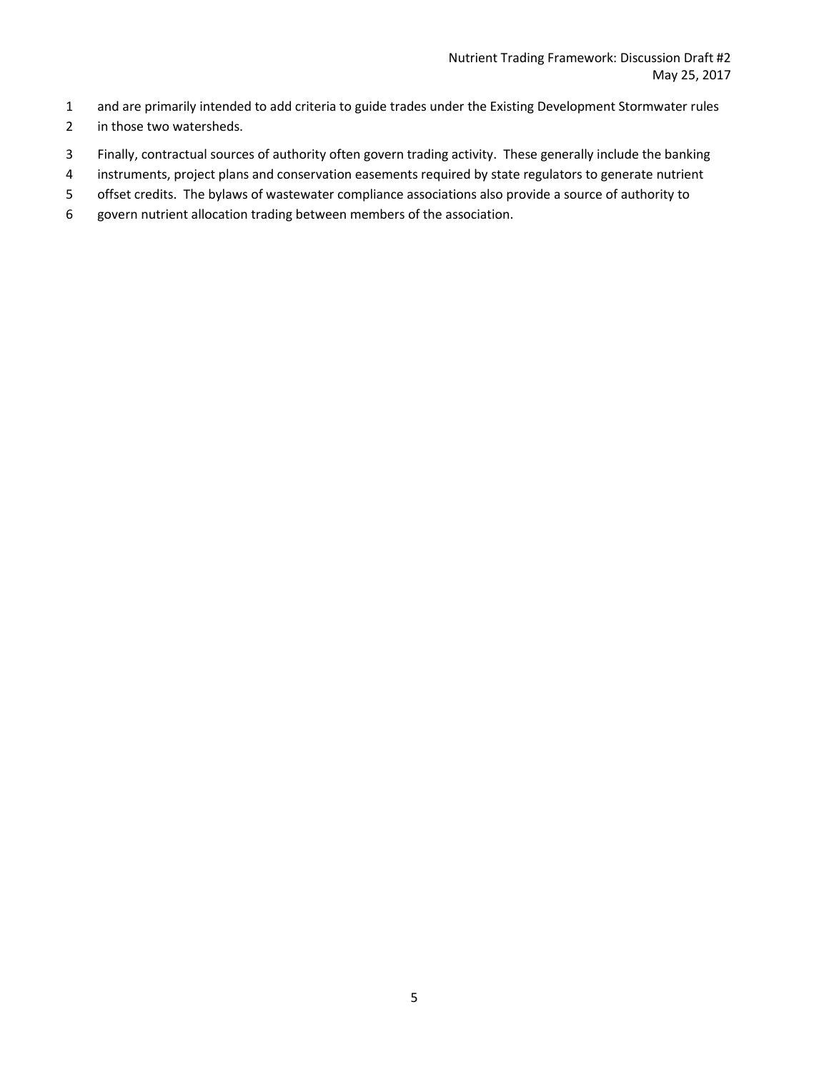and are primarily intended to add criteria to guide trades under the Existing Development Stormwater rules in those two watersheds.

Finally, contractual sources of authority often govern trading activity. These generally include the banking instruments, project plans and conservation easements required by state regulators to generate nutrient offset credits. The bylaws of wastewater compliance associations also provide a source of authority to govern nutrient allocation trading between members of the association.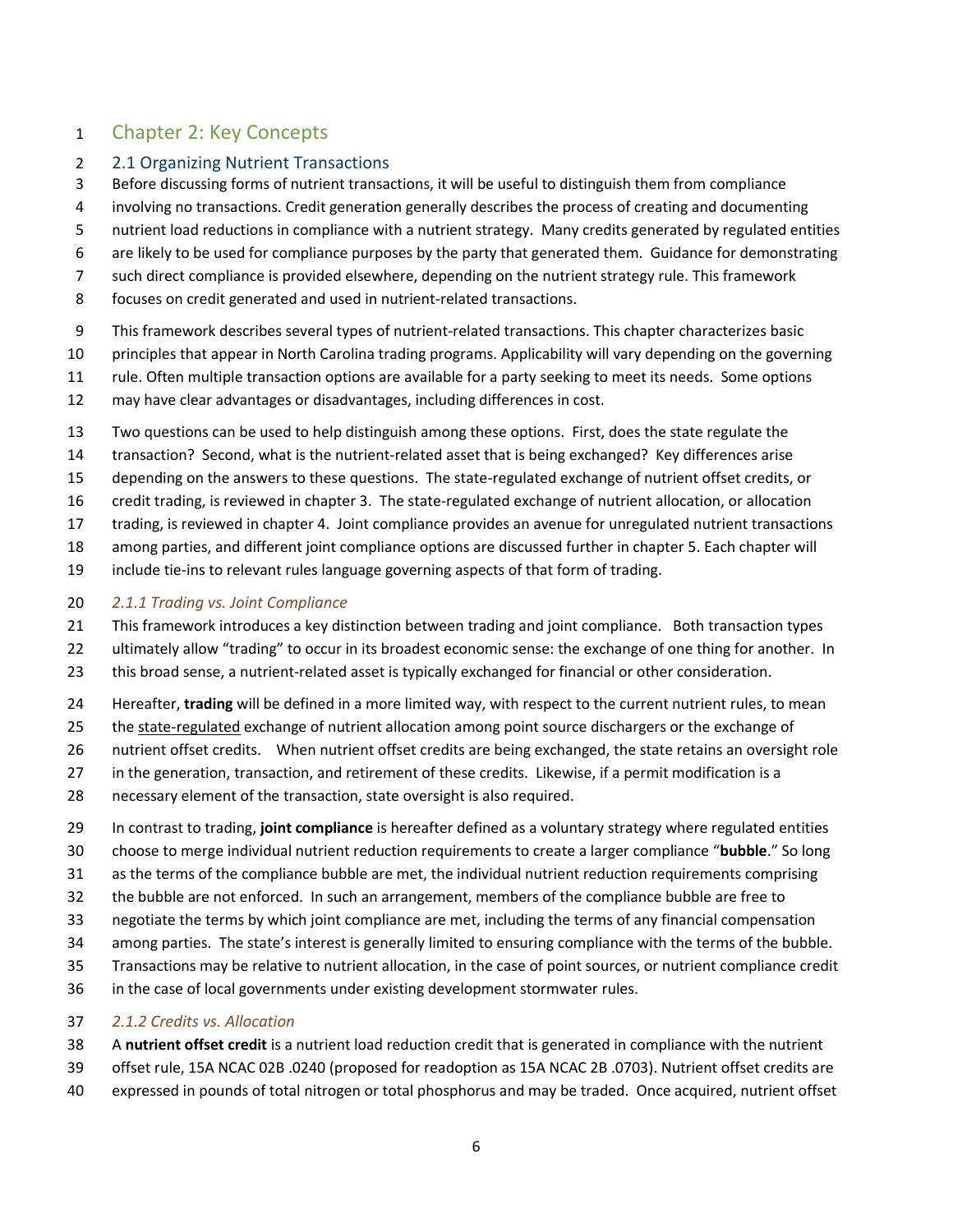# Chapter 2: Key Concepts

## 2.1 Organizing Nutrient Transactions

Before discussing forms of nutrient transactions, it will be useful to distinguish them from compliance involving no transactions. Credit generation generally describes the process of creating and documenting nutrient load reductions in compliance with a nutrient strategy. Many credits generated by regulated entities are likely to be used for compliance purposes by the party that generated them. Guidance for demonstrating such direct compliance is provided elsewhere, depending on the nutrient strategy rule. This framework focuses on credit generated and used in nutrient-related transactions.

This framework describes several types of nutrient-related transactions. This chapter characterizes basic principles that appear in North Carolina trading programs. Applicability will vary depending on the governing rule. Often multiple transaction options are available for a party seeking to meet its needs. Some options may have clear advantages or disadvantages, including differences in cost.

Two questions can be used to help distinguish among these options. First, does the state regulate the transaction? Second, what is the nutrient-related asset that is being exchanged? Key differences arise depending on the answers to these questions. The state-regulated exchange of nutrient offset credits, or credit trading, is reviewed in chapter 3. The state-regulated exchange of nutrient allocation, or allocation trading, is reviewed in chapter 4. Joint compliance provides an avenue for unregulated nutrient transactions among parties, and different joint compliance options are discussed further in chapter 5. Each chapter will include tie-ins to relevant rules language governing aspects of that form of trading.

### *2.1.1 Trading vs. Joint Compliance*

This framework introduces a key distinction between trading and joint compliance. Both transaction types ultimately allow "trading" to occur in its broadest economic sense: the exchange of one thing for another. In this broad sense, a nutrient-related asset is typically exchanged for financial or other consideration.

Hereafter, **trading** will be defined in a more limited way, with respect to the current nutrient rules, to mean the <u>state-regulated</u> exchange of nutrient allocation among point source dischargers or the exchange of nutrient offset credits. When nutrient offset credits are being exchanged, the state retains an oversight role in the generation, transaction, and retirement of these credits. Likewise, if a permit modification is a necessary element of the transaction, state oversight is also required.

In contrast to trading, **joint compliance** is hereafter defined as a voluntary strategy where regulated entities choose to merge individual nutrient reduction requirements to create a larger compliance "**bubble**." So long as the terms of the compliance bubble are met, the individual nutrient reduction requirements comprising the bubble are not enforced. In such an arrangement, members of the compliance bubble are free to negotiate the terms by which joint compliance are met, including the terms of any financial compensation among parties. The state's interest is generally limited to ensuring compliance with the terms of the bubble. Transactions may be relative to nutrient allocation, in the case of point sources, or nutrient compliance credit in the case of local governments under existing development stormwater rules.

### *2.1.2 Credits vs. Allocation*

A **nutrient offset credit** is a nutrient load reduction credit that is generated in compliance with the nutrient offset rule, 15A NCAC 02B .0240 (proposed for readoption as 15A NCAC 2B .0703). Nutrient offset credits are expressed in pounds of total nitrogen or total phosphorus and may be traded. Once acquired, nutrient offset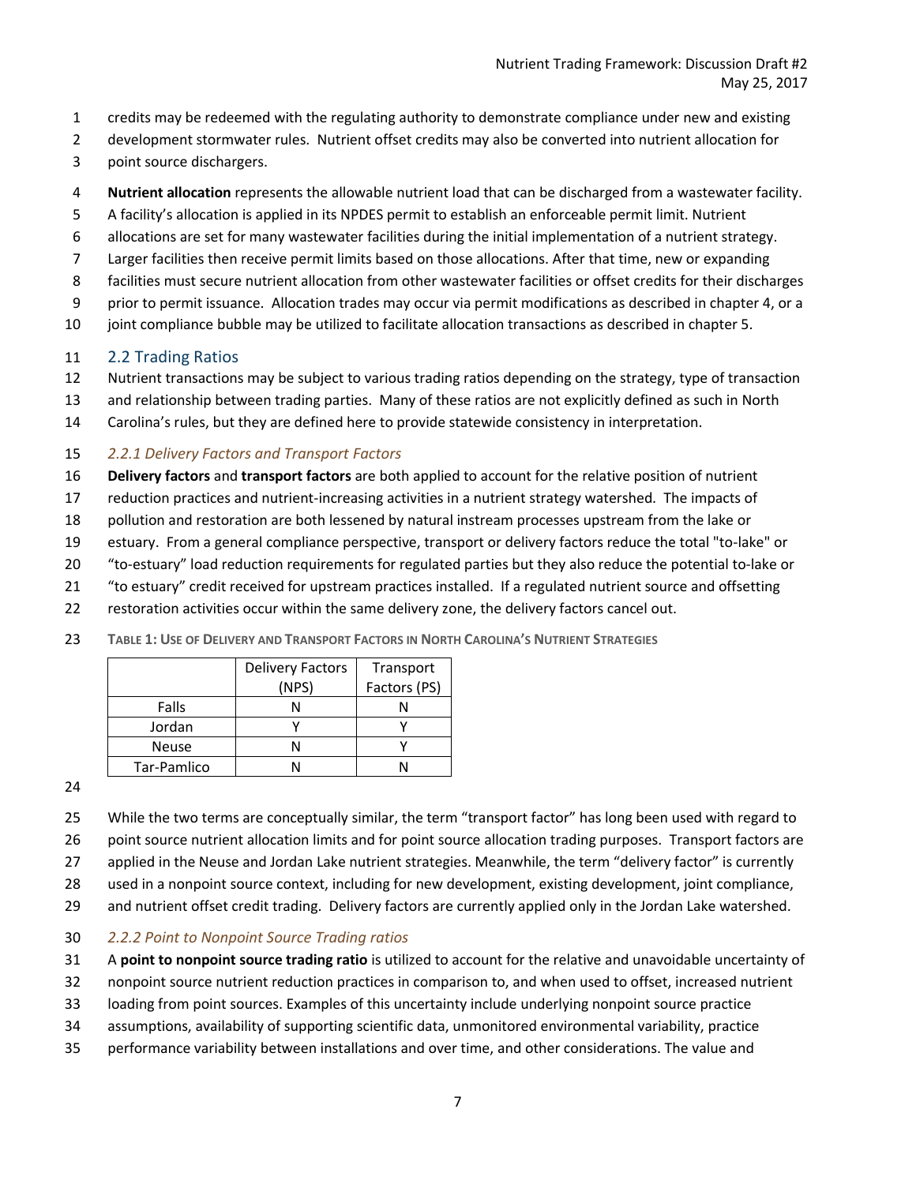credits may be redeemed with the regulating authority to demonstrate compliance under new and existing development stormwater rules. Nutrient offset credits may also be converted into nutrient allocation for point source dischargers.

**Nutrient allocation** represents the allowable nutrient load that can be discharged from a wastewater facility. A facility's allocation is applied in its NPDES permit to establish an enforceable permit limit. Nutrient allocations are set for many wastewater facilities during the initial implementation of a nutrient strategy. Larger facilities then receive permit limits based on those allocations. After that time, new or expanding facilities must secure nutrient allocation from other wastewater facilities or offset credits for their discharges prior to permit issuance. Allocation trades may occur via permit modifications as described in chapter 4, or a joint compliance bubble may be utilized to facilitate allocation transactions as described in chapter 5.

## 2.2 Trading Ratios

Nutrient transactions may be subject to various trading ratios depending on the strategy, type of transaction and relationship between trading parties. Many of these ratios are not explicitly defined as such in North Carolina's rules, but they are defined here to provide statewide consistency in interpretation.

### *2.2.1 Delivery Factors and Transport Factors*

**Delivery factors** and **transport factors** are both applied to account for the relative position of nutrient reduction practices and nutrient-increasing activities in a nutrient strategy watershed. The impacts of pollution and restoration are both lessened by natural instream processes upstream from the lake or estuary. From a general compliance perspective, transport or delivery factors reduce the total "to-lake" or "to-estuary" load reduction requirements for regulated parties but they also reduce the potential to-lake or "to estuary" credit received for upstream practices installed. If a regulated nutrient source and offsetting restoration activities occur within the same delivery zone, the delivery factors cancel out.

**Table 1: Use of Delivery and Transport Factors in North Carolina's Nutrient Strategies**

| | Delivery Factors (NPS) | Transport Factors (PS) |
|---|---|---|
| Falls | N | N |
| Jordan | Y | Y |
| Neuse | N | Y |
| Tar-Pamlico | N | N |

While the two terms are conceptually similar, the term "transport factor" has long been used with regard to point source nutrient allocation limits and for point source allocation trading purposes. Transport factors are applied in the Neuse and Jordan Lake nutrient strategies. Meanwhile, the term "delivery factor" is currently used in a nonpoint source context, including for new development, existing development, joint compliance, and nutrient offset credit trading. Delivery factors are currently applied only in the Jordan Lake watershed.

### *2.2.2 Point to Nonpoint Source Trading ratios*

A **point to nonpoint source trading ratio** is utilized to account for the relative and unavoidable uncertainty of nonpoint source nutrient reduction practices in comparison to, and when used to offset, increased nutrient loading from point sources. Examples of this uncertainty include underlying nonpoint source practice assumptions, availability of supporting scientific data, unmonitored environmental variability, practice performance variability between installations and over time, and other considerations. The value and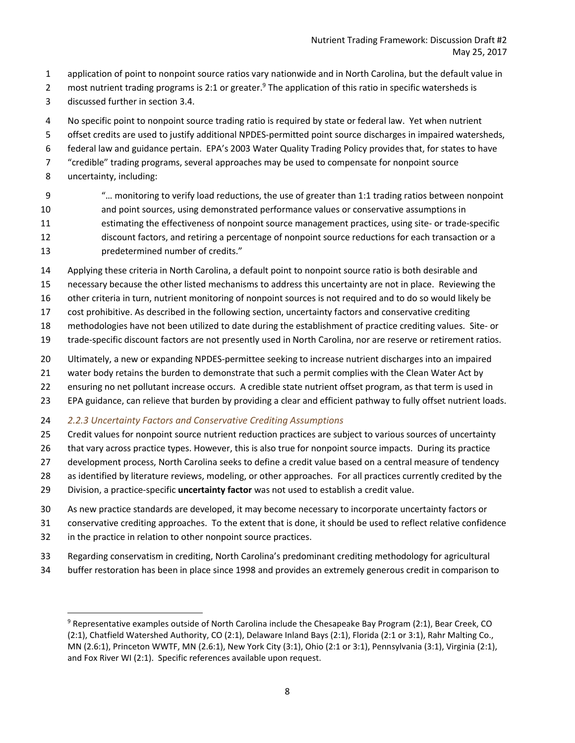application of point to nonpoint source ratios vary nationwide and in North Carolina, but the default value in most nutrient trading programs is 2:1 or greater.[9] The application of this ratio in specific watersheds is discussed further in section 3.4.

No specific point to nonpoint source trading ratio is required by state or federal law. Yet when nutrient offset credits are used to justify additional NPDES-permitted point source discharges in impaired watersheds, federal law and guidance pertain. EPA's 2003 Water Quality Trading Policy provides that, for states to have "credible" trading programs, several approaches may be used to compensate for nonpoint source uncertainty, including:

> "… monitoring to verify load reductions, the use of greater than 1:1 trading ratios between nonpoint and point sources, using demonstrated performance values or conservative assumptions in estimating the effectiveness of nonpoint source management practices, using site- or trade-specific discount factors, and retiring a percentage of nonpoint source reductions for each transaction or a predetermined number of credits."

Applying these criteria in North Carolina, a default point to nonpoint source ratio is both desirable and necessary because the other listed mechanisms to address this uncertainty are not in place. Reviewing the other criteria in turn, nutrient monitoring of nonpoint sources is not required and to do so would likely be cost prohibitive. As described in the following section, uncertainty factors and conservative crediting methodologies have not been utilized to date during the establishment of practice crediting values. Site- or trade-specific discount factors are not presently used in North Carolina, nor are reserve or retirement ratios.

Ultimately, a new or expanding NPDES-permittee seeking to increase nutrient discharges into an impaired water body retains the burden to demonstrate that such a permit complies with the Clean Water Act by ensuring no net pollutant increase occurs. A credible state nutrient offset program, as that term is used in EPA guidance, can relieve that burden by providing a clear and efficient pathway to fully offset nutrient loads.

### *2.2.3 Uncertainty Factors and Conservative Crediting Assumptions*

Credit values for nonpoint source nutrient reduction practices are subject to various sources of uncertainty that vary across practice types. However, this is also true for nonpoint source impacts. During its practice development process, North Carolina seeks to define a credit value based on a central measure of tendency as identified by literature reviews, modeling, or other approaches. For all practices currently credited by the Division, a practice-specific **uncertainty factor** was not used to establish a credit value.

As new practice standards are developed, it may become necessary to incorporate uncertainty factors or conservative crediting approaches. To the extent that is done, it should be used to reflect relative confidence in the practice in relation to other nonpoint source practices.

Regarding conservatism in crediting, North Carolina's predominant crediting methodology for agricultural buffer restoration has been in place since 1998 and provides an extremely generous credit in comparison to

---

[9] Representative examples outside of North Carolina include the Chesapeake Bay Program (2:1), Bear Creek, CO (2:1), Chatfield Watershed Authority, CO (2:1), Delaware Inland Bays (2:1), Florida (2:1 or 3:1), Rahr Malting Co., MN (2.6:1), Princeton WWTF, MN (2.6:1), New York City (3:1), Ohio (2:1 or 3:1), Pennsylvania (3:1), Virginia (2:1), and Fox River WI (2:1). Specific references available upon request.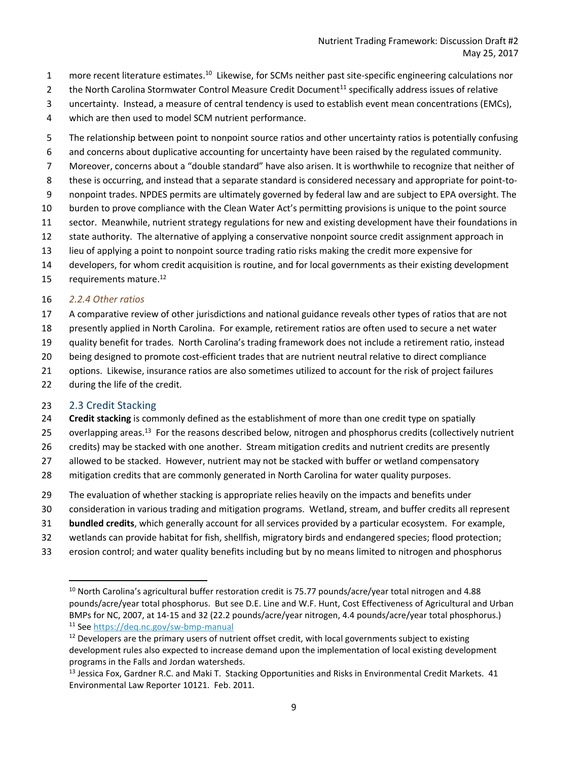more recent literature estimates.[10] Likewise, for SCMs neither past site-specific engineering calculations nor the North Carolina Stormwater Control Measure Credit Document[11] specifically address issues of relative uncertainty. Instead, a measure of central tendency is used to establish event mean concentrations (EMCs), which are then used to model SCM nutrient performance.

The relationship between point to nonpoint source ratios and other uncertainty ratios is potentially confusing and concerns about duplicative accounting for uncertainty have been raised by the regulated community. Moreover, concerns about a "double standard" have also arisen. It is worthwhile to recognize that neither of these is occurring, and instead that a separate standard is considered necessary and appropriate for point-to-nonpoint trades. NPDES permits are ultimately governed by federal law and are subject to EPA oversight. The burden to prove compliance with the Clean Water Act's permitting provisions is unique to the point source sector. Meanwhile, nutrient strategy regulations for new and existing development have their foundations in state authority. The alternative of applying a conservative nonpoint source credit assignment approach in lieu of applying a point to nonpoint source trading ratio risks making the credit more expensive for developers, for whom credit acquisition is routine, and for local governments as their existing development requirements mature.[12]

### *2.2.4 Other ratios*

A comparative review of other jurisdictions and national guidance reveals other types of ratios that are not presently applied in North Carolina. For example, retirement ratios are often used to secure a net water quality benefit for trades. North Carolina's trading framework does not include a retirement ratio, instead being designed to promote cost-efficient trades that are nutrient neutral relative to direct compliance options. Likewise, insurance ratios are also sometimes utilized to account for the risk of project failures during the life of the credit.

## 2.3 Credit Stacking

**Credit stacking** is commonly defined as the establishment of more than one credit type on spatially overlapping areas.[13] For the reasons described below, nitrogen and phosphorus credits (collectively nutrient credits) may be stacked with one another. Stream mitigation credits and nutrient credits are presently allowed to be stacked. However, nutrient may not be stacked with buffer or wetland compensatory mitigation credits that are commonly generated in North Carolina for water quality purposes.

The evaluation of whether stacking is appropriate relies heavily on the impacts and benefits under consideration in various trading and mitigation programs. Wetland, stream, and buffer credits all represent **bundled credits**, which generally account for all services provided by a particular ecosystem. For example, wetlands can provide habitat for fish, shellfish, migratory birds and endangered species; flood protection; erosion control; and water quality benefits including but by no means limited to nitrogen and phosphorus

---

[10] North Carolina's agricultural buffer restoration credit is 75.77 pounds/acre/year total nitrogen and 4.88 pounds/acre/year total phosphorus. But see D.E. Line and W.F. Hunt, Cost Effectiveness of Agricultural and Urban BMPs for NC, 2007, at 14-15 and 32 (22.2 pounds/acre/year nitrogen, 4.4 pounds/acre/year total phosphorus.)

[11] See https://deq.nc.gov/sw-bmp-manual

[12] Developers are the primary users of nutrient offset credit, with local governments subject to existing development rules also expected to increase demand upon the implementation of local existing development programs in the Falls and Jordan watersheds.

[13] Jessica Fox, Gardner R.C. and Maki T. Stacking Opportunities and Risks in Environmental Credit Markets. 41 Environmental Law Reporter 10121. Feb. 2011.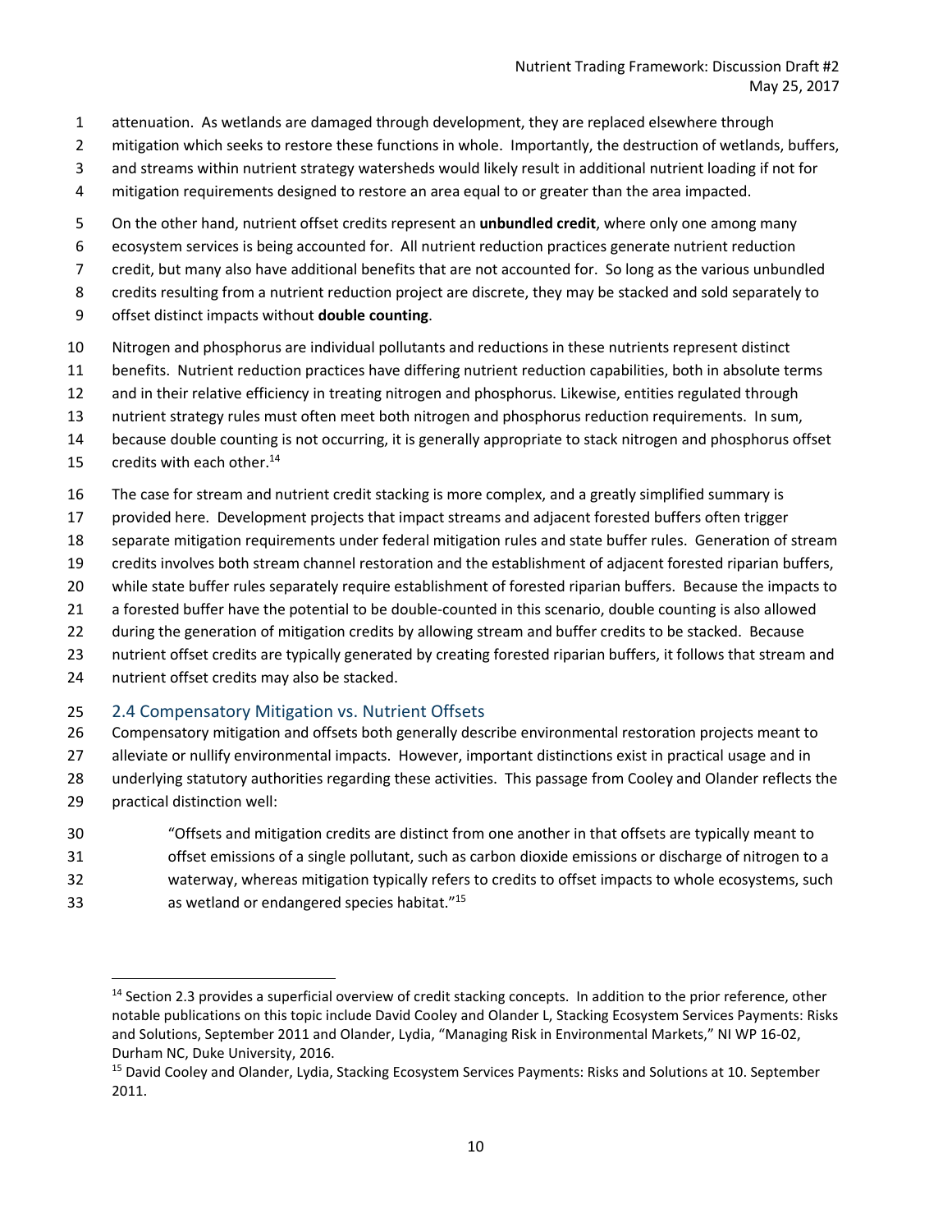attenuation. As wetlands are damaged through development, they are replaced elsewhere through mitigation which seeks to restore these functions in whole. Importantly, the destruction of wetlands, buffers, and streams within nutrient strategy watersheds would likely result in additional nutrient loading if not for mitigation requirements designed to restore an area equal to or greater than the area impacted.

On the other hand, nutrient offset credits represent an **unbundled credit**, where only one among many ecosystem services is being accounted for. All nutrient reduction practices generate nutrient reduction credit, but many also have additional benefits that are not accounted for. So long as the various unbundled credits resulting from a nutrient reduction project are discrete, they may be stacked and sold separately to offset distinct impacts without **double counting**.

Nitrogen and phosphorus are individual pollutants and reductions in these nutrients represent distinct benefits. Nutrient reduction practices have differing nutrient reduction capabilities, both in absolute terms and in their relative efficiency in treating nitrogen and phosphorus. Likewise, entities regulated through nutrient strategy rules must often meet both nitrogen and phosphorus reduction requirements. In sum, because double counting is not occurring, it is generally appropriate to stack nitrogen and phosphorus offset credits with each other.[14]

The case for stream and nutrient credit stacking is more complex, and a greatly simplified summary is provided here. Development projects that impact streams and adjacent forested buffers often trigger separate mitigation requirements under federal mitigation rules and state buffer rules. Generation of stream credits involves both stream channel restoration and the establishment of adjacent forested riparian buffers, while state buffer rules separately require establishment of forested riparian buffers. Because the impacts to a forested buffer have the potential to be double-counted in this scenario, double counting is also allowed during the generation of mitigation credits by allowing stream and buffer credits to be stacked. Because nutrient offset credits are typically generated by creating forested riparian buffers, it follows that stream and nutrient offset credits may also be stacked.

## 2.4 Compensatory Mitigation vs. Nutrient Offsets

Compensatory mitigation and offsets both generally describe environmental restoration projects meant to alleviate or nullify environmental impacts. However, important distinctions exist in practical usage and in underlying statutory authorities regarding these activities. This passage from Cooley and Olander reflects the practical distinction well:

> "Offsets and mitigation credits are distinct from one another in that offsets are typically meant to offset emissions of a single pollutant, such as carbon dioxide emissions or discharge of nitrogen to a waterway, whereas mitigation typically refers to credits to offset impacts to whole ecosystems, such as wetland or endangered species habitat."[15]

---

[14] Section 2.3 provides a superficial overview of credit stacking concepts. In addition to the prior reference, other notable publications on this topic include David Cooley and Olander L, Stacking Ecosystem Services Payments: Risks and Solutions, September 2011 and Olander, Lydia, "Managing Risk in Environmental Markets," NI WP 16-02, Durham NC, Duke University, 2016.

[15] David Cooley and Olander, Lydia, Stacking Ecosystem Services Payments: Risks and Solutions at 10. September 2011.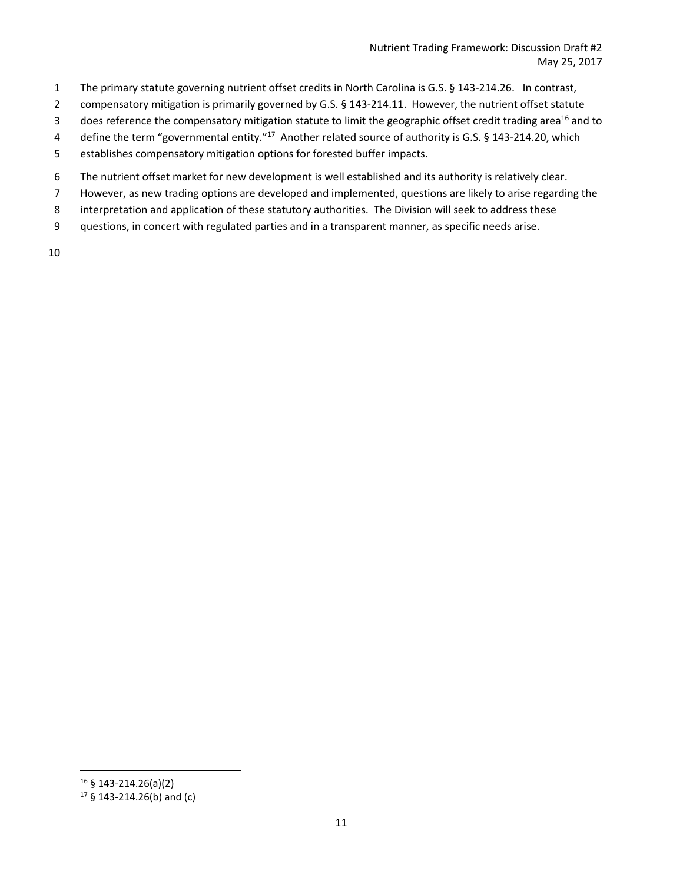The primary statute governing nutrient offset credits in North Carolina is G.S. § 143-214.26. In contrast, compensatory mitigation is primarily governed by G.S. § 143-214.11. However, the nutrient offset statute does reference the compensatory mitigation statute to limit the geographic offset credit trading area[16] and to define the term "governmental entity."[17] Another related source of authority is G.S. § 143-214.20, which establishes compensatory mitigation options for forested buffer impacts.

The nutrient offset market for new development is well established and its authority is relatively clear. However, as new trading options are developed and implemented, questions are likely to arise regarding the interpretation and application of these statutory authorities. The Division will seek to address these questions, in concert with regulated parties and in a transparent manner, as specific needs arise.

---

[16] § 143-214.26(a)(2)

[17] § 143-214.26(b) and (c)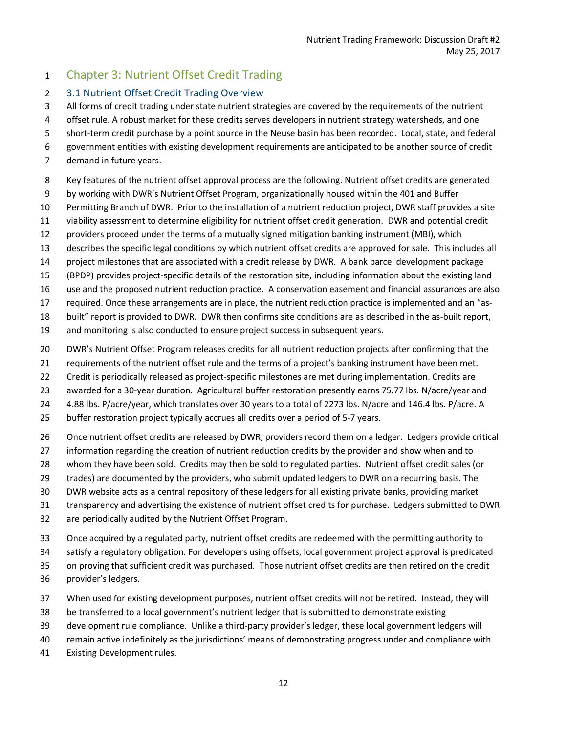# Chapter 3: Nutrient Offset Credit Trading

## 3.1 Nutrient Offset Credit Trading Overview

All forms of credit trading under state nutrient strategies are covered by the requirements of the nutrient offset rule. A robust market for these credits serves developers in nutrient strategy watersheds, and one short-term credit purchase by a point source in the Neuse basin has been recorded. Local, state, and federal government entities with existing development requirements are anticipated to be another source of credit demand in future years.

Key features of the nutrient offset approval process are the following. Nutrient offset credits are generated by working with DWR's Nutrient Offset Program, organizationally housed within the 401 and Buffer Permitting Branch of DWR. Prior to the installation of a nutrient reduction project, DWR staff provides a site viability assessment to determine eligibility for nutrient offset credit generation. DWR and potential credit providers proceed under the terms of a mutually signed mitigation banking instrument (MBI), which describes the specific legal conditions by which nutrient offset credits are approved for sale. This includes all project milestones that are associated with a credit release by DWR. A bank parcel development package (BPDP) provides project-specific details of the restoration site, including information about the existing land use and the proposed nutrient reduction practice. A conservation easement and financial assurances are also required. Once these arrangements are in place, the nutrient reduction practice is implemented and an "as-built" report is provided to DWR. DWR then confirms site conditions are as described in the as-built report, and monitoring is also conducted to ensure project success in subsequent years.

DWR's Nutrient Offset Program releases credits for all nutrient reduction projects after confirming that the requirements of the nutrient offset rule and the terms of a project's banking instrument have been met. Credit is periodically released as project-specific milestones are met during implementation. Credits are awarded for a 30-year duration. Agricultural buffer restoration presently earns 75.77 lbs. N/acre/year and 4.88 lbs. P/acre/year, which translates over 30 years to a total of 2273 lbs. N/acre and 146.4 lbs. P/acre. A buffer restoration project typically accrues all credits over a period of 5-7 years.

Once nutrient offset credits are released by DWR, providers record them on a ledger. Ledgers provide critical information regarding the creation of nutrient reduction credits by the provider and show when and to whom they have been sold. Credits may then be sold to regulated parties. Nutrient offset credit sales (or trades) are documented by the providers, who submit updated ledgers to DWR on a recurring basis. The DWR website acts as a central repository of these ledgers for all existing private banks, providing market transparency and advertising the existence of nutrient offset credits for purchase. Ledgers submitted to DWR are periodically audited by the Nutrient Offset Program.

Once acquired by a regulated party, nutrient offset credits are redeemed with the permitting authority to satisfy a regulatory obligation. For developers using offsets, local government project approval is predicated on proving that sufficient credit was purchased. Those nutrient offset credits are then retired on the credit provider's ledgers.

When used for existing development purposes, nutrient offset credits will not be retired. Instead, they will be transferred to a local government's nutrient ledger that is submitted to demonstrate existing development rule compliance. Unlike a third-party provider's ledger, these local government ledgers will remain active indefinitely as the jurisdictions' means of demonstrating progress under and compliance with Existing Development rules.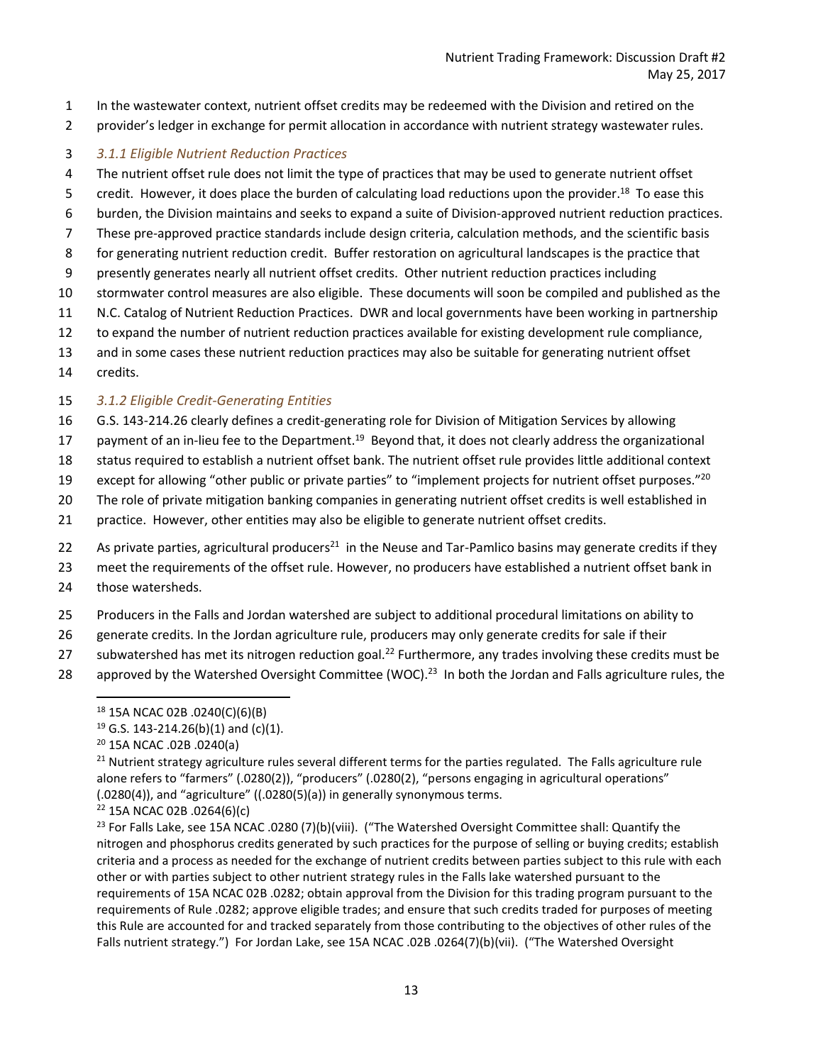In the wastewater context, nutrient offset credits may be redeemed with the Division and retired on the provider's ledger in exchange for permit allocation in accordance with nutrient strategy wastewater rules.

### *3.1.1 Eligible Nutrient Reduction Practices*

The nutrient offset rule does not limit the type of practices that may be used to generate nutrient offset credit. However, it does place the burden of calculating load reductions upon the provider.[18] To ease this burden, the Division maintains and seeks to expand a suite of Division-approved nutrient reduction practices. These pre-approved practice standards include design criteria, calculation methods, and the scientific basis for generating nutrient reduction credit. Buffer restoration on agricultural landscapes is the practice that presently generates nearly all nutrient offset credits. Other nutrient reduction practices including stormwater control measures are also eligible. These documents will soon be compiled and published as the N.C. Catalog of Nutrient Reduction Practices. DWR and local governments have been working in partnership to expand the number of nutrient reduction practices available for existing development rule compliance, and in some cases these nutrient reduction practices may also be suitable for generating nutrient offset credits.

### *3.1.2 Eligible Credit-Generating Entities*

G.S. 143-214.26 clearly defines a credit-generating role for Division of Mitigation Services by allowing payment of an in-lieu fee to the Department.[19] Beyond that, it does not clearly address the organizational status required to establish a nutrient offset bank. The nutrient offset rule provides little additional context except for allowing "other public or private parties" to "implement projects for nutrient offset purposes."[20] The role of private mitigation banking companies in generating nutrient offset credits is well established in practice. However, other entities may also be eligible to generate nutrient offset credits.

As private parties, agricultural producers[21] in the Neuse and Tar-Pamlico basins may generate credits if they meet the requirements of the offset rule. However, no producers have established a nutrient offset bank in those watersheds.

Producers in the Falls and Jordan watershed are subject to additional procedural limitations on ability to generate credits. In the Jordan agriculture rule, producers may only generate credits for sale if their subwatershed has met its nitrogen reduction goal.[22] Furthermore, any trades involving these credits must be approved by the Watershed Oversight Committee (WOC).[23] In both the Jordan and Falls agriculture rules, the

---

[18] 15A NCAC 02B .0240(C)(6)(B)

[19] G.S. 143-214.26(b)(1) and (c)(1).

[20] 15A NCAC .02B .0240(a)

[21] Nutrient strategy agriculture rules several different terms for the parties regulated. The Falls agriculture rule alone refers to "farmers" (.0280(2)), "producers" (.0280(2), "persons engaging in agricultural operations" (.0280(4)), and "agriculture" ((.0280(5)(a)) in generally synonymous terms.

[22] 15A NCAC 02B .0264(6)(c)

[23] For Falls Lake, see 15A NCAC .0280 (7)(b)(viii). ("The Watershed Oversight Committee shall: Quantify the nitrogen and phosphorus credits generated by such practices for the purpose of selling or buying credits; establish criteria and a process as needed for the exchange of nutrient credits between parties subject to this rule with each other or with parties subject to other nutrient strategy rules in the Falls lake watershed pursuant to the requirements of 15A NCAC 02B .0282; obtain approval from the Division for this trading program pursuant to the requirements of Rule .0282; approve eligible trades; and ensure that such credits traded for purposes of meeting this Rule are accounted for and tracked separately from those contributing to the objectives of other rules of the Falls nutrient strategy.") For Jordan Lake, see 15A NCAC .02B .0264(7)(b)(vii). ("The Watershed Oversight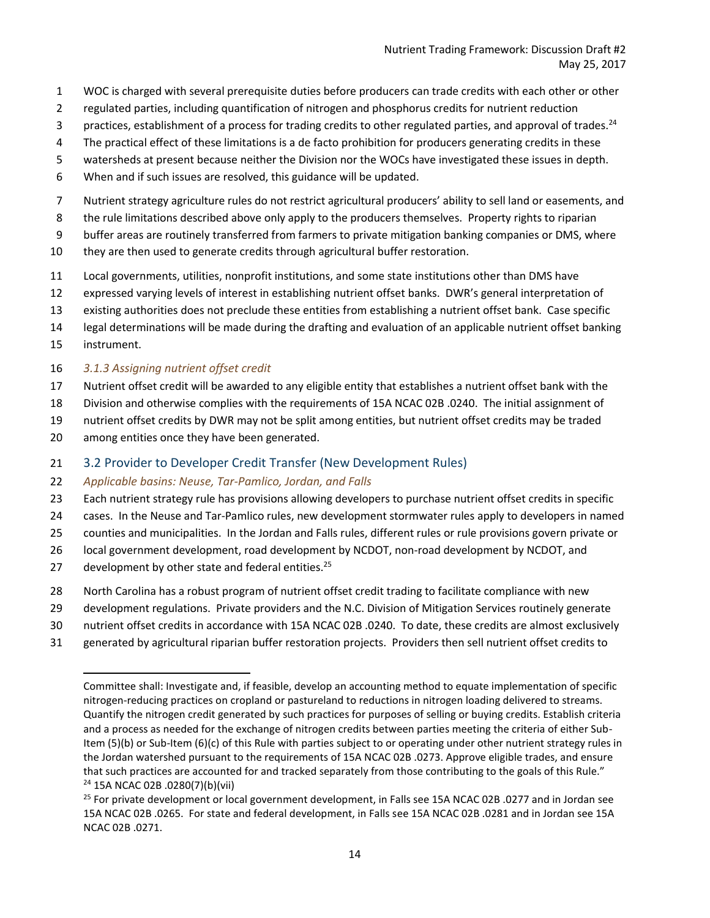WOC is charged with several prerequisite duties before producers can trade credits with each other or other regulated parties, including quantification of nitrogen and phosphorus credits for nutrient reduction practices, establishment of a process for trading credits to other regulated parties, and approval of trades.[24] The practical effect of these limitations is a de facto prohibition for producers generating credits in these watersheds at present because neither the Division nor the WOCs have investigated these issues in depth. When and if such issues are resolved, this guidance will be updated.

Nutrient strategy agriculture rules do not restrict agricultural producers' ability to sell land or easements, and the rule limitations described above only apply to the producers themselves. Property rights to riparian buffer areas are routinely transferred from farmers to private mitigation banking companies or DMS, where they are then used to generate credits through agricultural buffer restoration.

Local governments, utilities, nonprofit institutions, and some state institutions other than DMS have expressed varying levels of interest in establishing nutrient offset banks. DWR's general interpretation of existing authorities does not preclude these entities from establishing a nutrient offset bank. Case specific legal determinations will be made during the drafting and evaluation of an applicable nutrient offset banking instrument.

#### *3.1.3 Assigning nutrient offset credit*

Nutrient offset credit will be awarded to any eligible entity that establishes a nutrient offset bank with the Division and otherwise complies with the requirements of 15A NCAC 02B .0240. The initial assignment of nutrient offset credits by DWR may not be split among entities, but nutrient offset credits may be traded among entities once they have been generated.

### 3.2 Provider to Developer Credit Transfer (New Development Rules)

*Applicable basins: Neuse, Tar-Pamlico, Jordan, and Falls*

Each nutrient strategy rule has provisions allowing developers to purchase nutrient offset credits in specific cases. In the Neuse and Tar-Pamlico rules, new development stormwater rules apply to developers in named counties and municipalities. In the Jordan and Falls rules, different rules or rule provisions govern private or local government development, road development by NCDOT, non-road development by NCDOT, and development by other state and federal entities.[25]

North Carolina has a robust program of nutrient offset credit trading to facilitate compliance with new development regulations. Private providers and the N.C. Division of Mitigation Services routinely generate nutrient offset credits in accordance with 15A NCAC 02B .0240. To date, these credits are almost exclusively generated by agricultural riparian buffer restoration projects. Providers then sell nutrient offset credits to

---

Committee shall: Investigate and, if feasible, develop an accounting method to equate implementation of specific nitrogen-reducing practices on cropland or pastureland to reductions in nitrogen loading delivered to streams. Quantify the nitrogen credit generated by such practices for purposes of selling or buying credits. Establish criteria and a process as needed for the exchange of nitrogen credits between parties meeting the criteria of either Sub-Item (5)(b) or Sub-Item (6)(c) of this Rule with parties subject to or operating under other nutrient strategy rules in the Jordan watershed pursuant to the requirements of 15A NCAC 02B .0273. Approve eligible trades, and ensure that such practices are accounted for and tracked separately from those contributing to the goals of this Rule."

[24] 15A NCAC 02B .0280(7)(b)(vii)

[25] For private development or local government development, in Falls see 15A NCAC 02B .0277 and in Jordan see 15A NCAC 02B .0265. For state and federal development, in Falls see 15A NCAC 02B .0281 and in Jordan see 15A NCAC 02B .0271.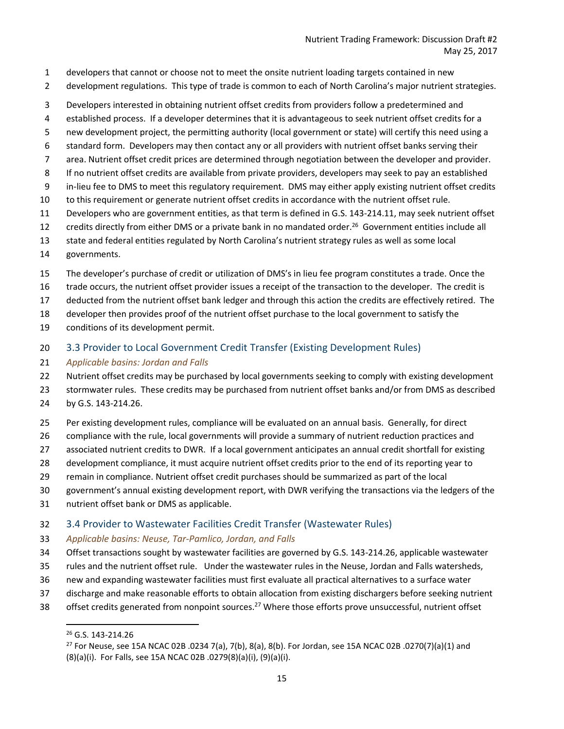developers that cannot or choose not to meet the onsite nutrient loading targets contained in new development regulations. This type of trade is common to each of North Carolina's major nutrient strategies.

Developers interested in obtaining nutrient offset credits from providers follow a predetermined and established process. If a developer determines that it is advantageous to seek nutrient offset credits for a new development project, the permitting authority (local government or state) will certify this need using a standard form. Developers may then contact any or all providers with nutrient offset banks serving their area. Nutrient offset credit prices are determined through negotiation between the developer and provider. If no nutrient offset credits are available from private providers, developers may seek to pay an established in-lieu fee to DMS to meet this regulatory requirement. DMS may either apply existing nutrient offset credits to this requirement or generate nutrient offset credits in accordance with the nutrient offset rule. Developers who are government entities, as that term is defined in G.S. 143-214.11, may seek nutrient offset credits directly from either DMS or a private bank in no mandated order.[26] Government entities include all state and federal entities regulated by North Carolina's nutrient strategy rules as well as some local governments.

The developer's purchase of credit or utilization of DMS's in lieu fee program constitutes a trade. Once the trade occurs, the nutrient offset provider issues a receipt of the transaction to the developer. The credit is deducted from the nutrient offset bank ledger and through this action the credits are effectively retired. The developer then provides proof of the nutrient offset purchase to the local government to satisfy the conditions of its development permit.

### 3.3 Provider to Local Government Credit Transfer (Existing Development Rules)

*Applicable basins: Jordan and Falls*

Nutrient offset credits may be purchased by local governments seeking to comply with existing development stormwater rules. These credits may be purchased from nutrient offset banks and/or from DMS as described by G.S. 143-214.26.

Per existing development rules, compliance will be evaluated on an annual basis. Generally, for direct compliance with the rule, local governments will provide a summary of nutrient reduction practices and associated nutrient credits to DWR. If a local government anticipates an annual credit shortfall for existing development compliance, it must acquire nutrient offset credits prior to the end of its reporting year to remain in compliance. Nutrient offset credit purchases should be summarized as part of the local government's annual existing development report, with DWR verifying the transactions via the ledgers of the nutrient offset bank or DMS as applicable.

### 3.4 Provider to Wastewater Facilities Credit Transfer (Wastewater Rules)

*Applicable basins: Neuse, Tar-Pamlico, Jordan, and Falls*

Offset transactions sought by wastewater facilities are governed by G.S. 143-214.26, applicable wastewater rules and the nutrient offset rule. Under the wastewater rules in the Neuse, Jordan and Falls watersheds, new and expanding wastewater facilities must first evaluate all practical alternatives to a surface water discharge and make reasonable efforts to obtain allocation from existing dischargers before seeking nutrient offset credits generated from nonpoint sources.[27] Where those efforts prove unsuccessful, nutrient offset

---

[26] G.S. 143-214.26

[27] For Neuse, see 15A NCAC 02B .0234 7(a), 7(b), 8(a), 8(b). For Jordan, see 15A NCAC 02B .0270(7)(a)(1) and (8)(a)(i). For Falls, see 15A NCAC 02B .0279(8)(a)(i), (9)(a)(i).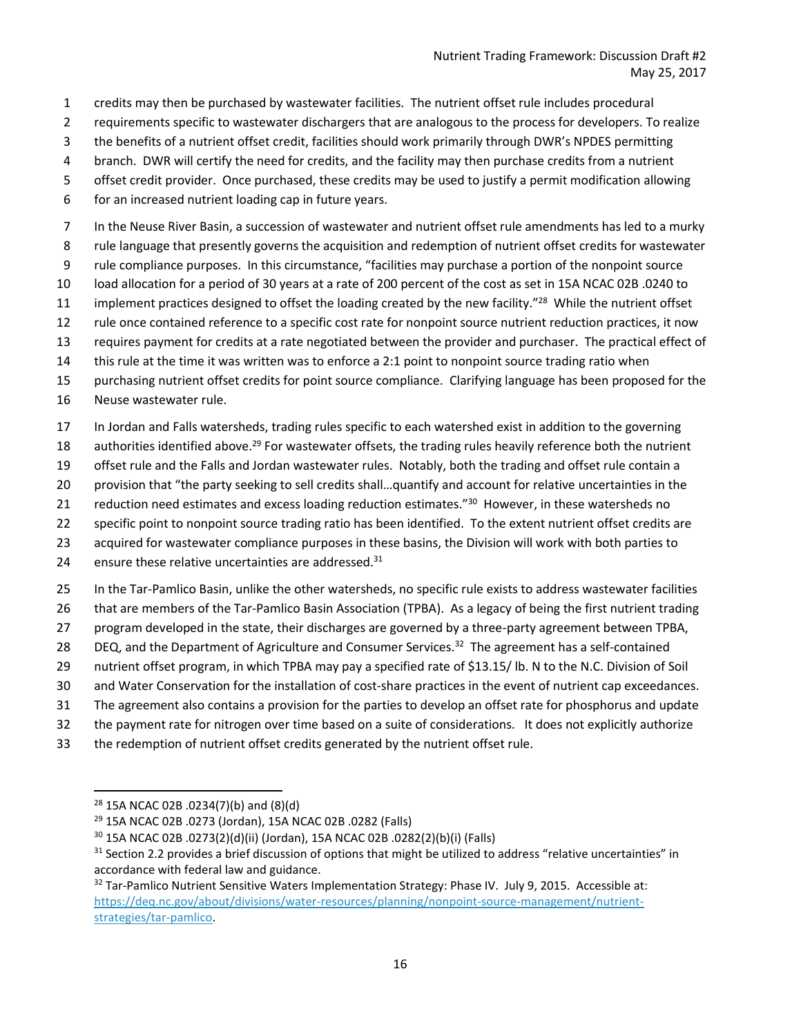credits may then be purchased by wastewater facilities. The nutrient offset rule includes procedural requirements specific to wastewater dischargers that are analogous to the process for developers. To realize the benefits of a nutrient offset credit, facilities should work primarily through DWR's NPDES permitting branch. DWR will certify the need for credits, and the facility may then purchase credits from a nutrient offset credit provider. Once purchased, these credits may be used to justify a permit modification allowing for an increased nutrient loading cap in future years.

In the Neuse River Basin, a succession of wastewater and nutrient offset rule amendments has led to a murky rule language that presently governs the acquisition and redemption of nutrient offset credits for wastewater rule compliance purposes. In this circumstance, "facilities may purchase a portion of the nonpoint source load allocation for a period of 30 years at a rate of 200 percent of the cost as set in 15A NCAC 02B .0240 to implement practices designed to offset the loading created by the new facility."[28] While the nutrient offset rule once contained reference to a specific cost rate for nonpoint source nutrient reduction practices, it now requires payment for credits at a rate negotiated between the provider and purchaser. The practical effect of this rule at the time it was written was to enforce a 2:1 point to nonpoint source trading ratio when purchasing nutrient offset credits for point source compliance. Clarifying language has been proposed for the Neuse wastewater rule.

In Jordan and Falls watersheds, trading rules specific to each watershed exist in addition to the governing authorities identified above.[29] For wastewater offsets, the trading rules heavily reference both the nutrient offset rule and the Falls and Jordan wastewater rules. Notably, both the trading and offset rule contain a provision that "the party seeking to sell credits shall…quantify and account for relative uncertainties in the reduction need estimates and excess loading reduction estimates."[30] However, in these watersheds no specific point to nonpoint source trading ratio has been identified. To the extent nutrient offset credits are acquired for wastewater compliance purposes in these basins, the Division will work with both parties to ensure these relative uncertainties are addressed.[31]

In the Tar-Pamlico Basin, unlike the other watersheds, no specific rule exists to address wastewater facilities that are members of the Tar-Pamlico Basin Association (TPBA). As a legacy of being the first nutrient trading program developed in the state, their discharges are governed by a three-party agreement between TPBA, DEQ, and the Department of Agriculture and Consumer Services.[32] The agreement has a self-contained nutrient offset program, in which TPBA may pay a specified rate of $13.15/ lb. N to the N.C. Division of Soil and Water Conservation for the installation of cost-share practices in the event of nutrient cap exceedances. The agreement also contains a provision for the parties to develop an offset rate for phosphorus and update the payment rate for nitrogen over time based on a suite of considerations. It does not explicitly authorize the redemption of nutrient offset credits generated by the nutrient offset rule.

---

[28] 15A NCAC 02B .0234(7)(b) and (8)(d)

[29] 15A NCAC 02B .0273 (Jordan), 15A NCAC 02B .0282 (Falls)

[30] 15A NCAC 02B .0273(2)(d)(ii) (Jordan), 15A NCAC 02B .0282(2)(b)(i) (Falls)

[31] Section 2.2 provides a brief discussion of options that might be utilized to address "relative uncertainties" in accordance with federal law and guidance.

[32] Tar-Pamlico Nutrient Sensitive Waters Implementation Strategy: Phase IV. July 9, 2015. Accessible at: https://deq.nc.gov/about/divisions/water-resources/planning/nonpoint-source-management/nutrient-strategies/tar-pamlico.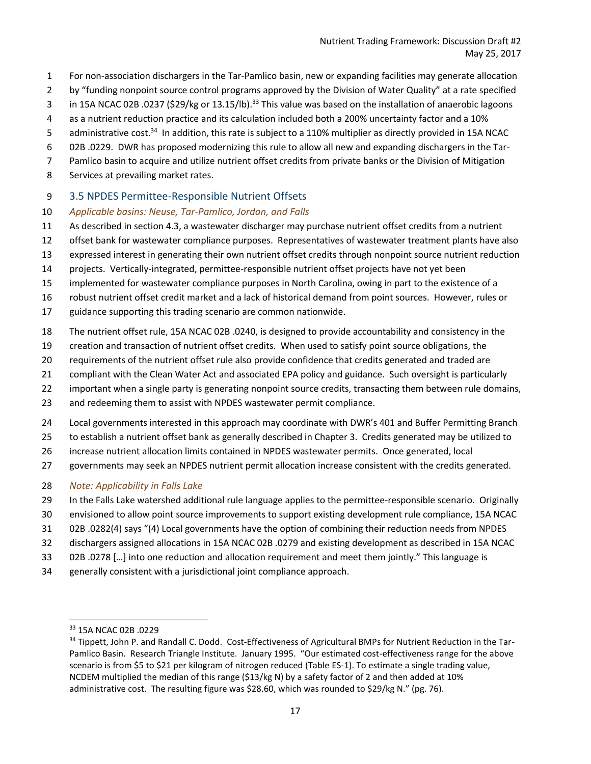For non-association dischargers in the Tar-Pamlico basin, new or expanding facilities may generate allocation by "funding nonpoint source control programs approved by the Division of Water Quality" at a rate specified in 15A NCAC 02B .0237 ($29/kg or 13.15/lb).[33] This value was based on the installation of anaerobic lagoons as a nutrient reduction practice and its calculation included both a 200% uncertainty factor and a 10% administrative cost.[34] In addition, this rate is subject to a 110% multiplier as directly provided in 15A NCAC 02B .0229. DWR has proposed modernizing this rule to allow all new and expanding dischargers in the Tar-Pamlico basin to acquire and utilize nutrient offset credits from private banks or the Division of Mitigation Services at prevailing market rates.

## 3.5 NPDES Permittee-Responsible Nutrient Offsets

*Applicable basins: Neuse, Tar-Pamlico, Jordan, and Falls*

As described in section 4.3, a wastewater discharger may purchase nutrient offset credits from a nutrient offset bank for wastewater compliance purposes. Representatives of wastewater treatment plants have also expressed interest in generating their own nutrient offset credits through nonpoint source nutrient reduction projects. Vertically-integrated, permittee-responsible nutrient offset projects have not yet been implemented for wastewater compliance purposes in North Carolina, owing in part to the existence of a robust nutrient offset credit market and a lack of historical demand from point sources. However, rules or guidance supporting this trading scenario are common nationwide.

The nutrient offset rule, 15A NCAC 02B .0240, is designed to provide accountability and consistency in the creation and transaction of nutrient offset credits. When used to satisfy point source obligations, the requirements of the nutrient offset rule also provide confidence that credits generated and traded are compliant with the Clean Water Act and associated EPA policy and guidance. Such oversight is particularly important when a single party is generating nonpoint source credits, transacting them between rule domains, and redeeming them to assist with NPDES wastewater permit compliance.

Local governments interested in this approach may coordinate with DWR's 401 and Buffer Permitting Branch to establish a nutrient offset bank as generally described in Chapter 3. Credits generated may be utilized to increase nutrient allocation limits contained in NPDES wastewater permits. Once generated, local governments may seek an NPDES nutrient permit allocation increase consistent with the credits generated.

*Note: Applicability in Falls Lake*

In the Falls Lake watershed additional rule language applies to the permittee-responsible scenario. Originally envisioned to allow point source improvements to support existing development rule compliance, 15A NCAC 02B .0282(4) says "(4) Local governments have the option of combining their reduction needs from NPDES dischargers assigned allocations in 15A NCAC 02B .0279 and existing development as described in 15A NCAC 02B .0278 […] into one reduction and allocation requirement and meet them jointly." This language is generally consistent with a jurisdictional joint compliance approach.

---

[33] 15A NCAC 02B .0229

[34] Tippett, John P. and Randall C. Dodd. Cost-Effectiveness of Agricultural BMPs for Nutrient Reduction in the Tar-Pamlico Basin. Research Triangle Institute. January 1995. "Our estimated cost-effectiveness range for the above scenario is from $5 to $21 per kilogram of nitrogen reduced (Table ES-1). To estimate a single trading value, NCDEM multiplied the median of this range ($13/kg N) by a safety factor of 2 and then added at 10% administrative cost. The resulting figure was $28.60, which was rounded to $29/kg N." (pg. 76).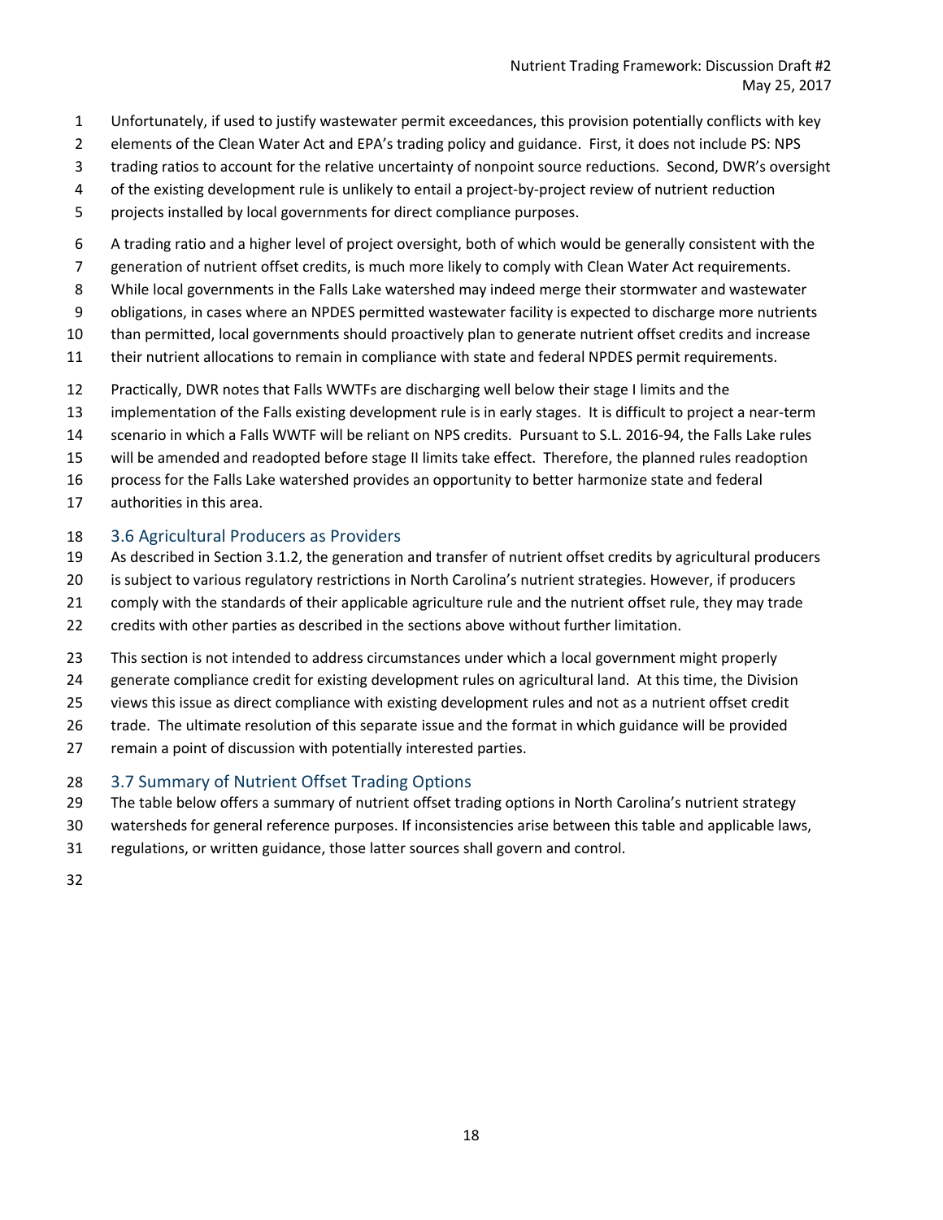Unfortunately, if used to justify wastewater permit exceedances, this provision potentially conflicts with key elements of the Clean Water Act and EPA's trading policy and guidance. First, it does not include PS: NPS trading ratios to account for the relative uncertainty of nonpoint source reductions. Second, DWR's oversight of the existing development rule is unlikely to entail a project-by-project review of nutrient reduction projects installed by local governments for direct compliance purposes.

A trading ratio and a higher level of project oversight, both of which would be generally consistent with the generation of nutrient offset credits, is much more likely to comply with Clean Water Act requirements. While local governments in the Falls Lake watershed may indeed merge their stormwater and wastewater obligations, in cases where an NPDES permitted wastewater facility is expected to discharge more nutrients than permitted, local governments should proactively plan to generate nutrient offset credits and increase their nutrient allocations to remain in compliance with state and federal NPDES permit requirements.

Practically, DWR notes that Falls WWTFs are discharging well below their stage I limits and the implementation of the Falls existing development rule is in early stages. It is difficult to project a near-term scenario in which a Falls WWTF will be reliant on NPS credits. Pursuant to S.L. 2016-94, the Falls Lake rules will be amended and readopted before stage II limits take effect. Therefore, the planned rules readoption process for the Falls Lake watershed provides an opportunity to better harmonize state and federal authorities in this area.

## 3.6 Agricultural Producers as Providers

As described in Section 3.1.2, the generation and transfer of nutrient offset credits by agricultural producers is subject to various regulatory restrictions in North Carolina's nutrient strategies. However, if producers comply with the standards of their applicable agriculture rule and the nutrient offset rule, they may trade credits with other parties as described in the sections above without further limitation.

This section is not intended to address circumstances under which a local government might properly generate compliance credit for existing development rules on agricultural land. At this time, the Division views this issue as direct compliance with existing development rules and not as a nutrient offset credit trade. The ultimate resolution of this separate issue and the format in which guidance will be provided remain a point of discussion with potentially interested parties.

## 3.7 Summary of Nutrient Offset Trading Options

The table below offers a summary of nutrient offset trading options in North Carolina's nutrient strategy watersheds for general reference purposes. If inconsistencies arise between this table and applicable laws, regulations, or written guidance, those latter sources shall govern and control.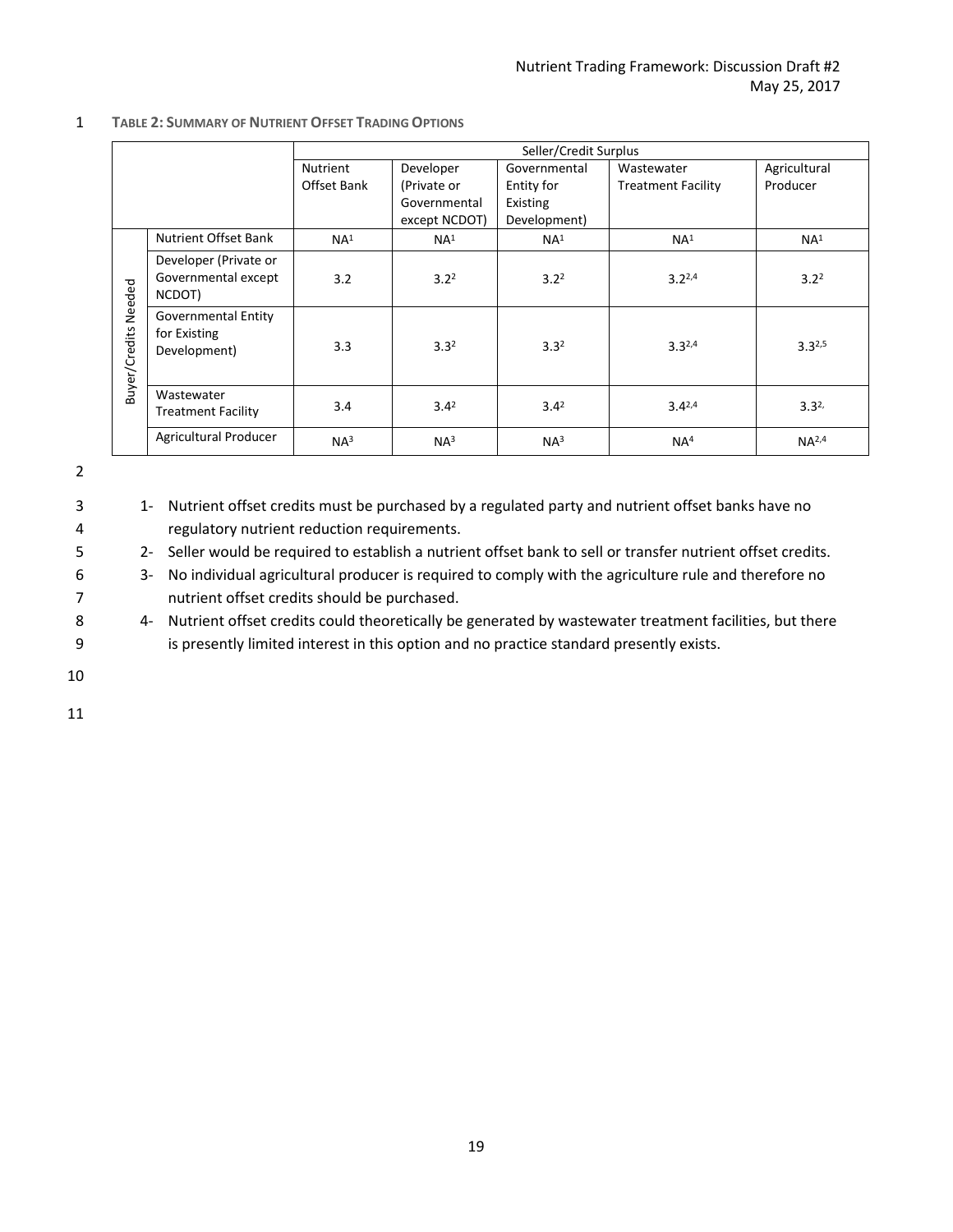**TABLE 2: SUMMARY OF NUTRIENT OFFSET TRADING OPTIONS**

| | | Seller/Credit Surplus | | | | |
|---|---|---|---|---|---|---|
| | | Nutrient Offset Bank | Developer (Private or Governmental except NCDOT) | Governmental Entity for Existing Development) | Wastewater Treatment Facility | Agricultural Producer |
| Buyer/Credits Needed | Nutrient Offset Bank | NA[1] | NA[1] | NA[1] | NA[1] | NA[1] |
| | Developer (Private or Governmental except NCDOT) | 3.2 | 3.2[2] | 3.2[2] | 3.2[2,4] | 3.2[2] |
| | Governmental Entity for Existing Development) | 3.3 | 3.3[2] | 3.3[2] | 3.3[2,4] | 3.3[2,5] |
| | Wastewater Treatment Facility | 3.4 | 3.4[2] | 3.4[2] | 3.4[2,4] | 3.3[2,] |
| | Agricultural Producer | NA[3] | NA[3] | NA[3] | NA[4] | NA[2,4] |

1- Nutrient offset credits must be purchased by a regulated party and nutrient offset banks have no regulatory nutrient reduction requirements.
2- Seller would be required to establish a nutrient offset bank to sell or transfer nutrient offset credits.
3- No individual agricultural producer is required to comply with the agriculture rule and therefore no nutrient offset credits should be purchased.
4- Nutrient offset credits could theoretically be generated by wastewater treatment facilities, but there is presently limited interest in this option and no practice standard presently exists.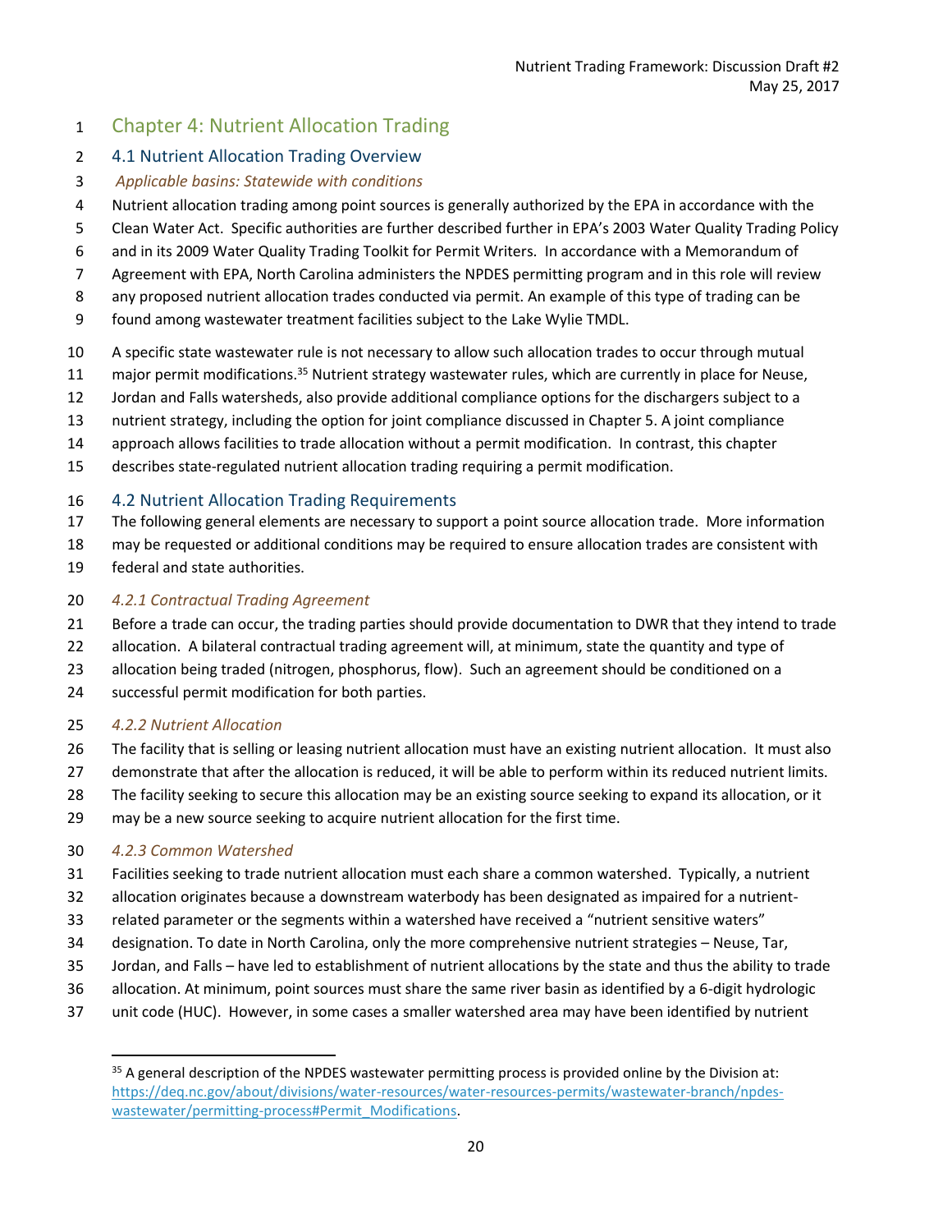# Chapter 4: Nutrient Allocation Trading

## 4.1 Nutrient Allocation Trading Overview

*Applicable basins: Statewide with conditions*

Nutrient allocation trading among point sources is generally authorized by the EPA in accordance with the Clean Water Act. Specific authorities are further described further in EPA's 2003 Water Quality Trading Policy and in its 2009 Water Quality Trading Toolkit for Permit Writers. In accordance with a Memorandum of Agreement with EPA, North Carolina administers the NPDES permitting program and in this role will review any proposed nutrient allocation trades conducted via permit. An example of this type of trading can be found among wastewater treatment facilities subject to the Lake Wylie TMDL.

A specific state wastewater rule is not necessary to allow such allocation trades to occur through mutual major permit modifications.[35] Nutrient strategy wastewater rules, which are currently in place for Neuse, Jordan and Falls watersheds, also provide additional compliance options for the dischargers subject to a nutrient strategy, including the option for joint compliance discussed in Chapter 5. A joint compliance approach allows facilities to trade allocation without a permit modification. In contrast, this chapter describes state-regulated nutrient allocation trading requiring a permit modification.

## 4.2 Nutrient Allocation Trading Requirements

The following general elements are necessary to support a point source allocation trade. More information may be requested or additional conditions may be required to ensure allocation trades are consistent with federal and state authorities.

### *4.2.1 Contractual Trading Agreement*

Before a trade can occur, the trading parties should provide documentation to DWR that they intend to trade allocation. A bilateral contractual trading agreement will, at minimum, state the quantity and type of allocation being traded (nitrogen, phosphorus, flow). Such an agreement should be conditioned on a successful permit modification for both parties.

### *4.2.2 Nutrient Allocation*

The facility that is selling or leasing nutrient allocation must have an existing nutrient allocation. It must also demonstrate that after the allocation is reduced, it will be able to perform within its reduced nutrient limits. The facility seeking to secure this allocation may be an existing source seeking to expand its allocation, or it may be a new source seeking to acquire nutrient allocation for the first time.

### *4.2.3 Common Watershed*

Facilities seeking to trade nutrient allocation must each share a common watershed. Typically, a nutrient allocation originates because a downstream waterbody has been designated as impaired for a nutrient-related parameter or the segments within a watershed have received a "nutrient sensitive waters" designation. To date in North Carolina, only the more comprehensive nutrient strategies – Neuse, Tar, Jordan, and Falls – have led to establishment of nutrient allocations by the state and thus the ability to trade allocation. At minimum, point sources must share the same river basin as identified by a 6-digit hydrologic unit code (HUC). However, in some cases a smaller watershed area may have been identified by nutrient

---

[35] A general description of the NPDES wastewater permitting process is provided online by the Division at: https://deq.nc.gov/about/divisions/water-resources/water-resources-permits/wastewater-branch/npdes-wastewater/permitting-process#Permit_Modifications.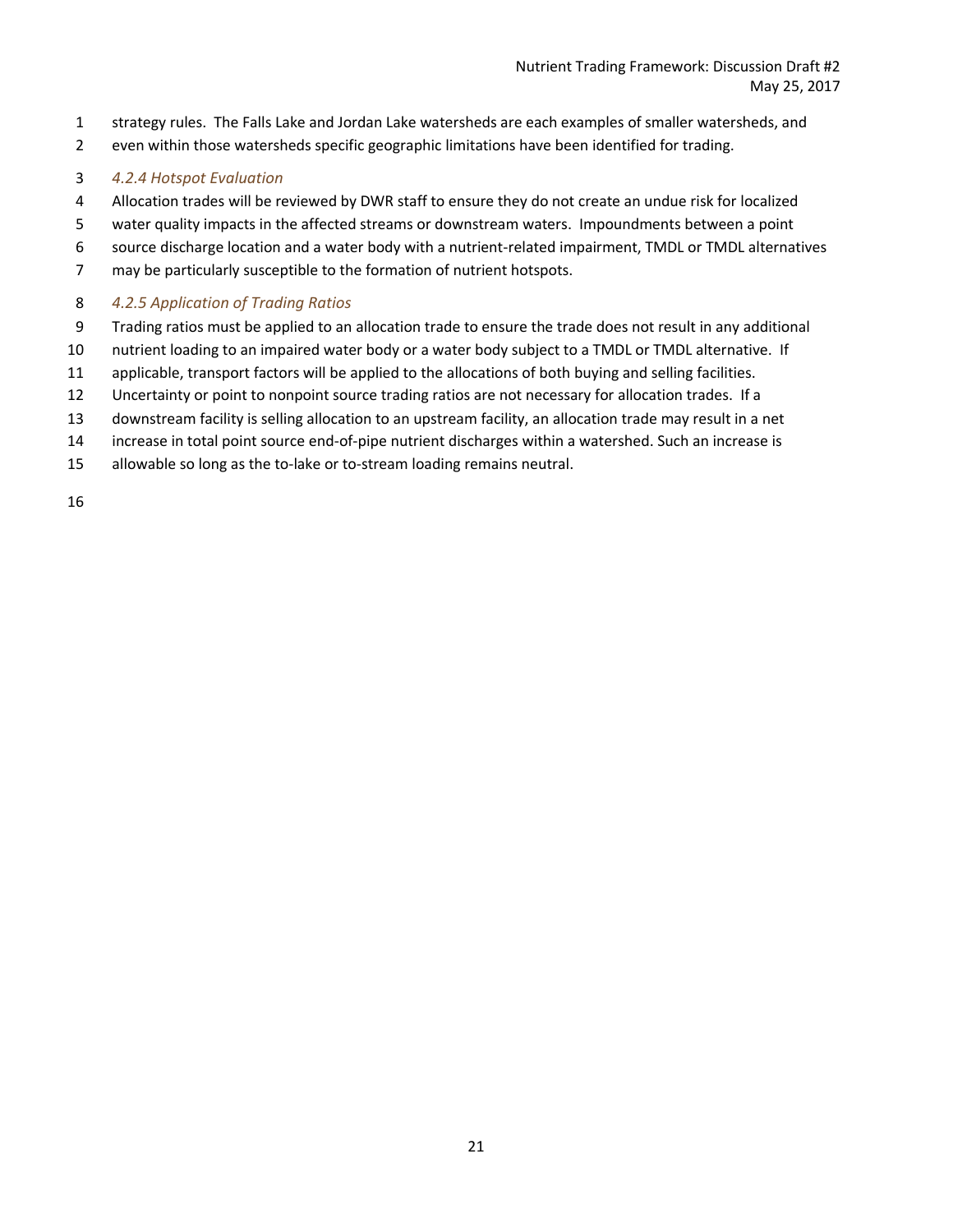strategy rules. The Falls Lake and Jordan Lake watersheds are each examples of smaller watersheds, and even within those watersheds specific geographic limitations have been identified for trading.

#### *4.2.4 Hotspot Evaluation*

Allocation trades will be reviewed by DWR staff to ensure they do not create an undue risk for localized water quality impacts in the affected streams or downstream waters. Impoundments between a point source discharge location and a water body with a nutrient-related impairment, TMDL or TMDL alternatives may be particularly susceptible to the formation of nutrient hotspots.

#### *4.2.5 Application of Trading Ratios*

Trading ratios must be applied to an allocation trade to ensure the trade does not result in any additional nutrient loading to an impaired water body or a water body subject to a TMDL or TMDL alternative. If applicable, transport factors will be applied to the allocations of both buying and selling facilities. Uncertainty or point to nonpoint source trading ratios are not necessary for allocation trades. If a downstream facility is selling allocation to an upstream facility, an allocation trade may result in a net increase in total point source end-of-pipe nutrient discharges within a watershed. Such an increase is allowable so long as the to-lake or to-stream loading remains neutral.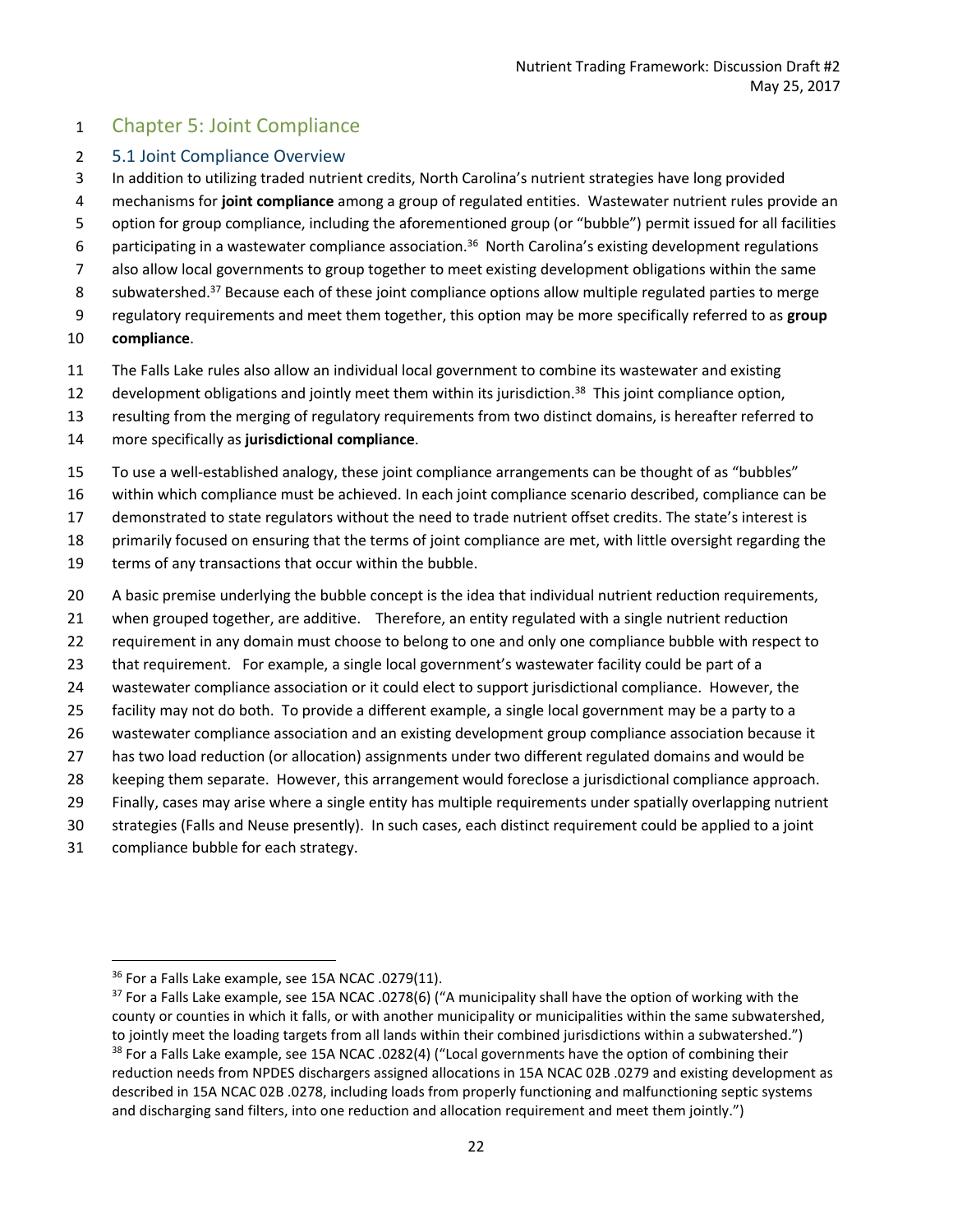# Chapter 5: Joint Compliance

## 5.1 Joint Compliance Overview

In addition to utilizing traded nutrient credits, North Carolina's nutrient strategies have long provided mechanisms for **joint compliance** among a group of regulated entities. Wastewater nutrient rules provide an option for group compliance, including the aforementioned group (or "bubble") permit issued for all facilities participating in a wastewater compliance association.[36] North Carolina's existing development regulations also allow local governments to group together to meet existing development obligations within the same subwatershed.[37] Because each of these joint compliance options allow multiple regulated parties to merge regulatory requirements and meet them together, this option may be more specifically referred to as **group compliance**.

The Falls Lake rules also allow an individual local government to combine its wastewater and existing development obligations and jointly meet them within its jurisdiction.[38] This joint compliance option, resulting from the merging of regulatory requirements from two distinct domains, is hereafter referred to more specifically as **jurisdictional compliance**.

To use a well-established analogy, these joint compliance arrangements can be thought of as "bubbles" within which compliance must be achieved. In each joint compliance scenario described, compliance can be demonstrated to state regulators without the need to trade nutrient offset credits. The state's interest is primarily focused on ensuring that the terms of joint compliance are met, with little oversight regarding the terms of any transactions that occur within the bubble.

A basic premise underlying the bubble concept is the idea that individual nutrient reduction requirements, when grouped together, are additive. Therefore, an entity regulated with a single nutrient reduction requirement in any domain must choose to belong to one and only one compliance bubble with respect to that requirement. For example, a single local government's wastewater facility could be part of a wastewater compliance association or it could elect to support jurisdictional compliance. However, the facility may not do both. To provide a different example, a single local government may be a party to a wastewater compliance association and an existing development group compliance association because it has two load reduction (or allocation) assignments under two different regulated domains and would be keeping them separate. However, this arrangement would foreclose a jurisdictional compliance approach. Finally, cases may arise where a single entity has multiple requirements under spatially overlapping nutrient strategies (Falls and Neuse presently). In such cases, each distinct requirement could be applied to a joint compliance bubble for each strategy.

---

[36] For a Falls Lake example, see 15A NCAC .0279(11).

[37] For a Falls Lake example, see 15A NCAC .0278(6) ("A municipality shall have the option of working with the county or counties in which it falls, or with another municipality or municipalities within the same subwatershed, to jointly meet the loading targets from all lands within their combined jurisdictions within a subwatershed.")

[38] For a Falls Lake example, see 15A NCAC .0282(4) ("Local governments have the option of combining their reduction needs from NPDES dischargers assigned allocations in 15A NCAC 02B .0279 and existing development as described in 15A NCAC 02B .0278, including loads from properly functioning and malfunctioning septic systems and discharging sand filters, into one reduction and allocation requirement and meet them jointly.")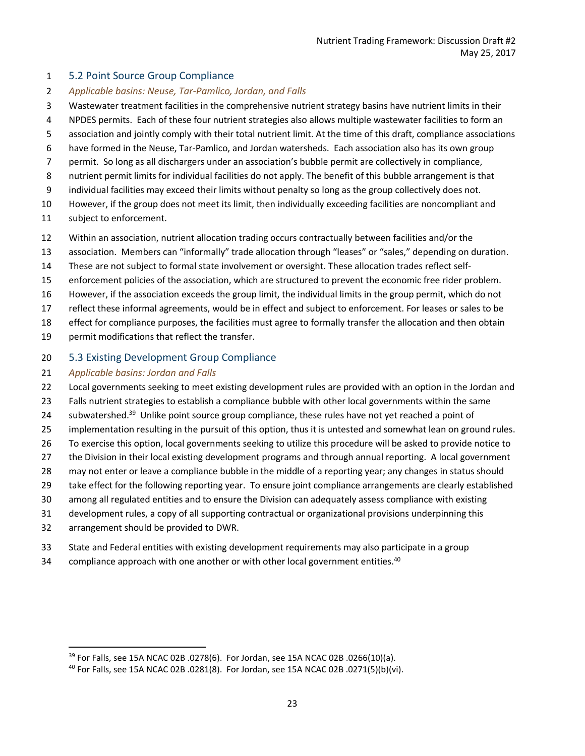## 5.2 Point Source Group Compliance

*Applicable basins: Neuse, Tar-Pamlico, Jordan, and Falls*

Wastewater treatment facilities in the comprehensive nutrient strategy basins have nutrient limits in their NPDES permits. Each of these four nutrient strategies also allows multiple wastewater facilities to form an association and jointly comply with their total nutrient limit. At the time of this draft, compliance associations have formed in the Neuse, Tar-Pamlico, and Jordan watersheds. Each association also has its own group permit. So long as all dischargers under an association's bubble permit are collectively in compliance, nutrient permit limits for individual facilities do not apply. The benefit of this bubble arrangement is that individual facilities may exceed their limits without penalty so long as the group collectively does not. However, if the group does not meet its limit, then individually exceeding facilities are noncompliant and subject to enforcement.

Within an association, nutrient allocation trading occurs contractually between facilities and/or the association. Members can "informally" trade allocation through "leases" or "sales," depending on duration. These are not subject to formal state involvement or oversight. These allocation trades reflect self-enforcement policies of the association, which are structured to prevent the economic free rider problem. However, if the association exceeds the group limit, the individual limits in the group permit, which do not reflect these informal agreements, would be in effect and subject to enforcement. For leases or sales to be effect for compliance purposes, the facilities must agree to formally transfer the allocation and then obtain permit modifications that reflect the transfer.

## 5.3 Existing Development Group Compliance

*Applicable basins: Jordan and Falls*

Local governments seeking to meet existing development rules are provided with an option in the Jordan and Falls nutrient strategies to establish a compliance bubble with other local governments within the same subwatershed.[39] Unlike point source group compliance, these rules have not yet reached a point of implementation resulting in the pursuit of this option, thus it is untested and somewhat lean on ground rules. To exercise this option, local governments seeking to utilize this procedure will be asked to provide notice to the Division in their local existing development programs and through annual reporting. A local government may not enter or leave a compliance bubble in the middle of a reporting year; any changes in status should take effect for the following reporting year. To ensure joint compliance arrangements are clearly established among all regulated entities and to ensure the Division can adequately assess compliance with existing development rules, a copy of all supporting contractual or organizational provisions underpinning this arrangement should be provided to DWR.

State and Federal entities with existing development requirements may also participate in a group compliance approach with one another or with other local government entities.[40]

---

[39] For Falls, see 15A NCAC 02B .0278(6). For Jordan, see 15A NCAC 02B .0266(10)(a).

[40] For Falls, see 15A NCAC 02B .0281(8). For Jordan, see 15A NCAC 02B .0271(5)(b)(vi).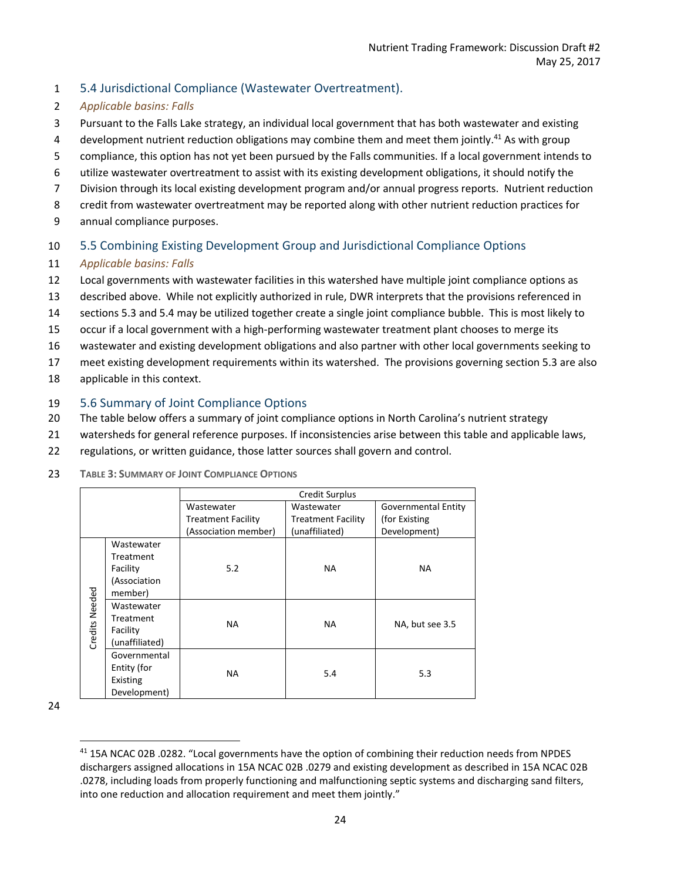## 5.4 Jurisdictional Compliance (Wastewater Overtreatment).

*Applicable basins: Falls*

Pursuant to the Falls Lake strategy, an individual local government that has both wastewater and existing development nutrient reduction obligations may combine them and meet them jointly.[41] As with group compliance, this option has not yet been pursued by the Falls communities. If a local government intends to utilize wastewater overtreatment to assist with its existing development obligations, it should notify the Division through its local existing development program and/or annual progress reports. Nutrient reduction credit from wastewater overtreatment may be reported along with other nutrient reduction practices for annual compliance purposes.

## 5.5 Combining Existing Development Group and Jurisdictional Compliance Options

*Applicable basins: Falls*

Local governments with wastewater facilities in this watershed have multiple joint compliance options as described above. While not explicitly authorized in rule, DWR interprets that the provisions referenced in sections 5.3 and 5.4 may be utilized together create a single joint compliance bubble. This is most likely to occur if a local government with a high-performing wastewater treatment plant chooses to merge its wastewater and existing development obligations and also partner with other local governments seeking to meet existing development requirements within its watershed. The provisions governing section 5.3 are also applicable in this context.

## 5.6 Summary of Joint Compliance Options

The table below offers a summary of joint compliance options in North Carolina's nutrient strategy watersheds for general reference purposes. If inconsistencies arise between this table and applicable laws, regulations, or written guidance, those latter sources shall govern and control.

**TABLE 3: SUMMARY OF JOINT COMPLIANCE OPTIONS**

| | | Credit Surplus | | |
|---|---|---|---|---|
| | | Wastewater Treatment Facility (Association member) | Wastewater Treatment Facility (unaffiliated) | Governmental Entity (for Existing Development) |
| Credits Needed | Wastewater Treatment Facility (Association member) | 5.2 | NA | NA |
| | Wastewater Treatment Facility (unaffiliated) | NA | NA | NA, but see 3.5 |
| | Governmental Entity (for Existing Development) | NA | 5.4 | 5.3 |

[41] 15A NCAC 02B .0282. "Local governments have the option of combining their reduction needs from NPDES dischargers assigned allocations in 15A NCAC 02B .0279 and existing development as described in 15A NCAC 02B .0278, including loads from properly functioning and malfunctioning septic systems and discharging sand filters, into one reduction and allocation requirement and meet them jointly."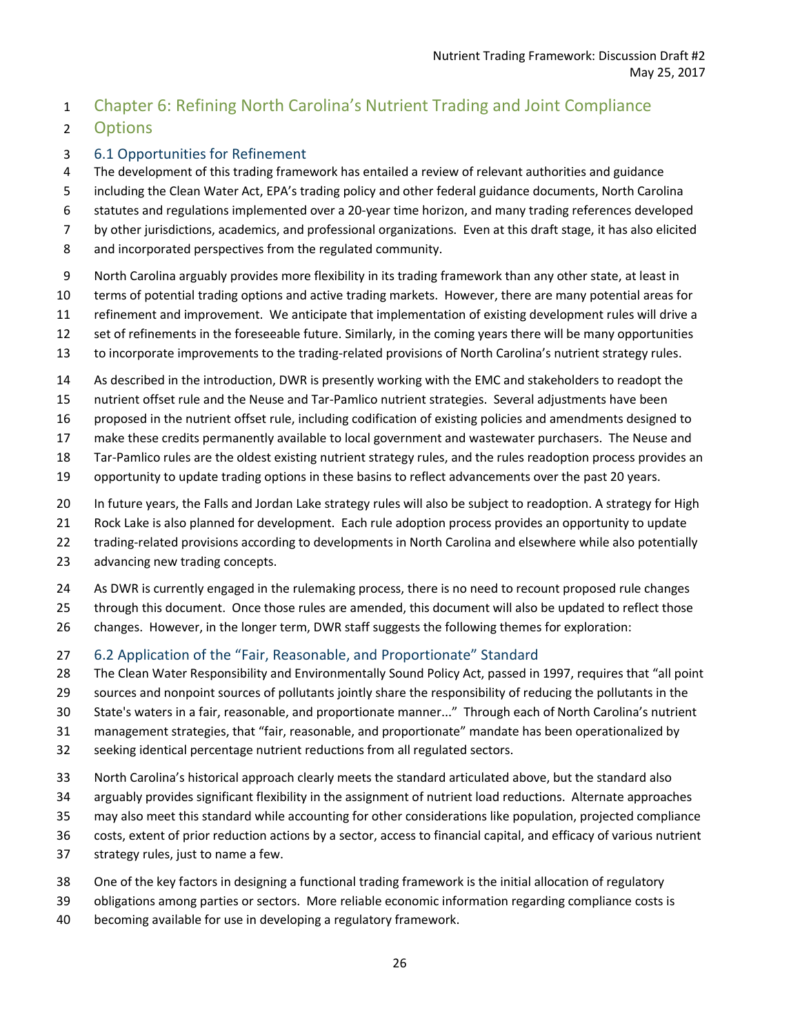# Chapter 6: Refining North Carolina's Nutrient Trading and Joint Compliance Options

## 6.1 Opportunities for Refinement

The development of this trading framework has entailed a review of relevant authorities and guidance including the Clean Water Act, EPA's trading policy and other federal guidance documents, North Carolina statutes and regulations implemented over a 20-year time horizon, and many trading references developed by other jurisdictions, academics, and professional organizations. Even at this draft stage, it has also elicited and incorporated perspectives from the regulated community.

North Carolina arguably provides more flexibility in its trading framework than any other state, at least in terms of potential trading options and active trading markets. However, there are many potential areas for refinement and improvement. We anticipate that implementation of existing development rules will drive a set of refinements in the foreseeable future. Similarly, in the coming years there will be many opportunities to incorporate improvements to the trading-related provisions of North Carolina's nutrient strategy rules.

As described in the introduction, DWR is presently working with the EMC and stakeholders to readopt the nutrient offset rule and the Neuse and Tar-Pamlico nutrient strategies. Several adjustments have been proposed in the nutrient offset rule, including codification of existing policies and amendments designed to make these credits permanently available to local government and wastewater purchasers. The Neuse and Tar-Pamlico rules are the oldest existing nutrient strategy rules, and the rules readoption process provides an opportunity to update trading options in these basins to reflect advancements over the past 20 years.

In future years, the Falls and Jordan Lake strategy rules will also be subject to readoption. A strategy for High Rock Lake is also planned for development. Each rule adoption process provides an opportunity to update trading-related provisions according to developments in North Carolina and elsewhere while also potentially advancing new trading concepts.

As DWR is currently engaged in the rulemaking process, there is no need to recount proposed rule changes through this document. Once those rules are amended, this document will also be updated to reflect those changes. However, in the longer term, DWR staff suggests the following themes for exploration:

## 6.2 Application of the "Fair, Reasonable, and Proportionate" Standard

The Clean Water Responsibility and Environmentally Sound Policy Act, passed in 1997, requires that "all point sources and nonpoint sources of pollutants jointly share the responsibility of reducing the pollutants in the State's waters in a fair, reasonable, and proportionate manner..." Through each of North Carolina's nutrient management strategies, that "fair, reasonable, and proportionate" mandate has been operationalized by seeking identical percentage nutrient reductions from all regulated sectors.

North Carolina's historical approach clearly meets the standard articulated above, but the standard also arguably provides significant flexibility in the assignment of nutrient load reductions. Alternate approaches may also meet this standard while accounting for other considerations like population, projected compliance costs, extent of prior reduction actions by a sector, access to financial capital, and efficacy of various nutrient strategy rules, just to name a few.

One of the key factors in designing a functional trading framework is the initial allocation of regulatory obligations among parties or sectors. More reliable economic information regarding compliance costs is becoming available for use in developing a regulatory framework.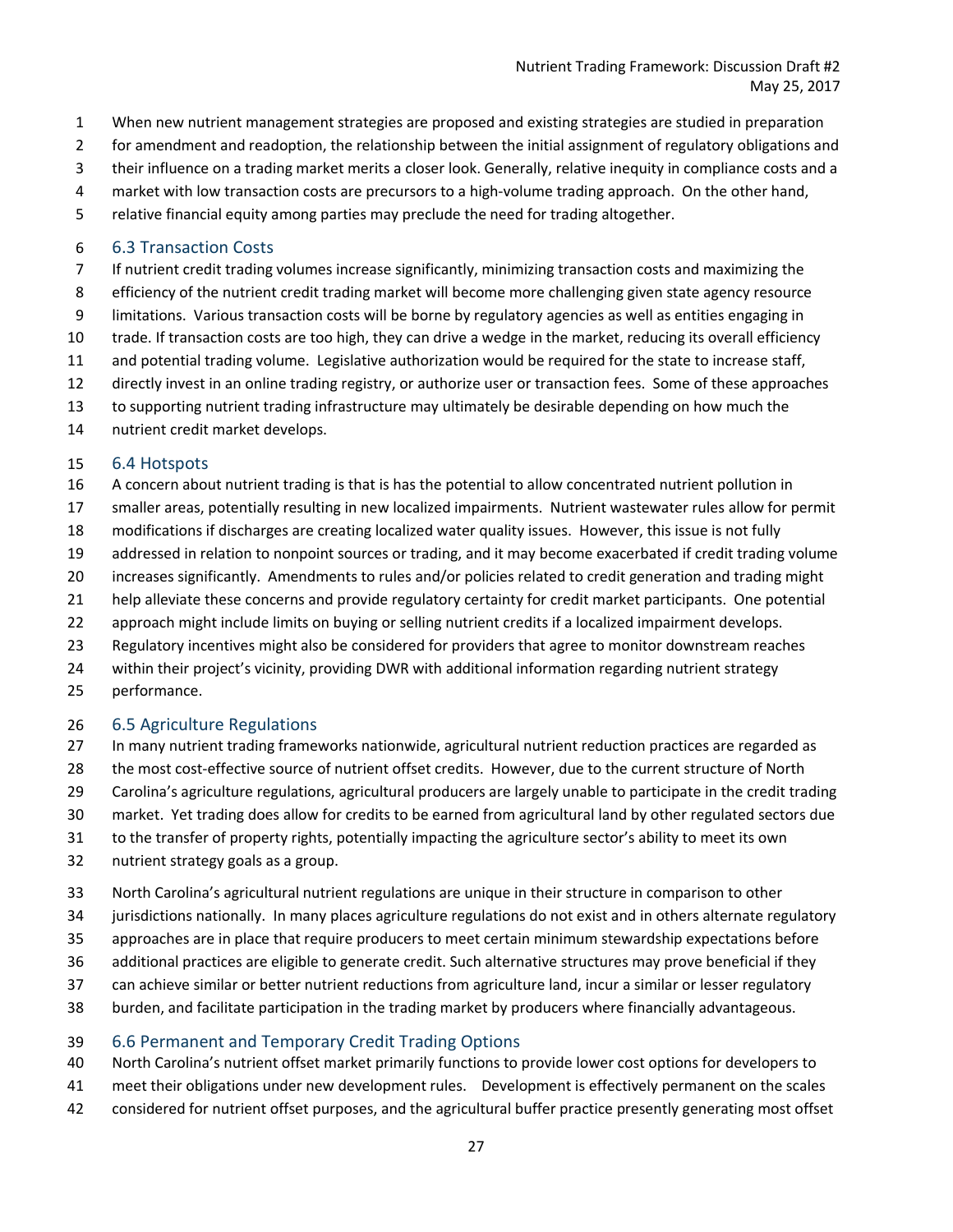When new nutrient management strategies are proposed and existing strategies are studied in preparation for amendment and readoption, the relationship between the initial assignment of regulatory obligations and their influence on a trading market merits a closer look. Generally, relative inequity in compliance costs and a market with low transaction costs are precursors to a high-volume trading approach. On the other hand, relative financial equity among parties may preclude the need for trading altogether.

### 6.3 Transaction Costs

If nutrient credit trading volumes increase significantly, minimizing transaction costs and maximizing the efficiency of the nutrient credit trading market will become more challenging given state agency resource limitations. Various transaction costs will be borne by regulatory agencies as well as entities engaging in trade. If transaction costs are too high, they can drive a wedge in the market, reducing its overall efficiency and potential trading volume. Legislative authorization would be required for the state to increase staff, directly invest in an online trading registry, or authorize user or transaction fees. Some of these approaches to supporting nutrient trading infrastructure may ultimately be desirable depending on how much the nutrient credit market develops.

### 6.4 Hotspots

A concern about nutrient trading is that is has the potential to allow concentrated nutrient pollution in smaller areas, potentially resulting in new localized impairments. Nutrient wastewater rules allow for permit modifications if discharges are creating localized water quality issues. However, this issue is not fully addressed in relation to nonpoint sources or trading, and it may become exacerbated if credit trading volume increases significantly. Amendments to rules and/or policies related to credit generation and trading might help alleviate these concerns and provide regulatory certainty for credit market participants. One potential approach might include limits on buying or selling nutrient credits if a localized impairment develops. Regulatory incentives might also be considered for providers that agree to monitor downstream reaches within their project's vicinity, providing DWR with additional information regarding nutrient strategy performance.

### 6.5 Agriculture Regulations

In many nutrient trading frameworks nationwide, agricultural nutrient reduction practices are regarded as the most cost-effective source of nutrient offset credits. However, due to the current structure of North Carolina's agriculture regulations, agricultural producers are largely unable to participate in the credit trading market. Yet trading does allow for credits to be earned from agricultural land by other regulated sectors due to the transfer of property rights, potentially impacting the agriculture sector's ability to meet its own nutrient strategy goals as a group.

North Carolina's agricultural nutrient regulations are unique in their structure in comparison to other jurisdictions nationally. In many places agriculture regulations do not exist and in others alternate regulatory approaches are in place that require producers to meet certain minimum stewardship expectations before additional practices are eligible to generate credit. Such alternative structures may prove beneficial if they can achieve similar or better nutrient reductions from agriculture land, incur a similar or lesser regulatory burden, and facilitate participation in the trading market by producers where financially advantageous.

### 6.6 Permanent and Temporary Credit Trading Options

North Carolina's nutrient offset market primarily functions to provide lower cost options for developers to meet their obligations under new development rules. Development is effectively permanent on the scales considered for nutrient offset purposes, and the agricultural buffer practice presently generating most offset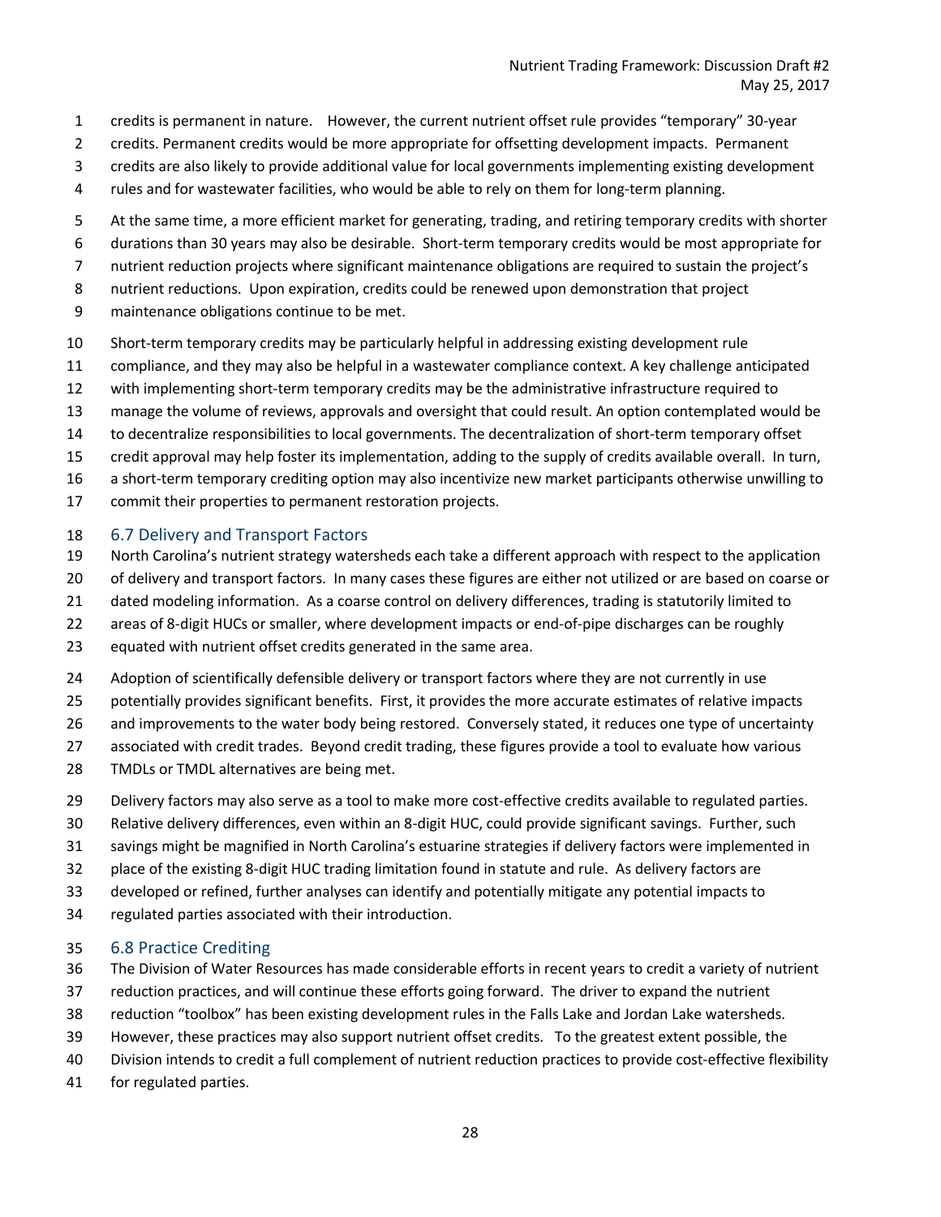credits is permanent in nature.  However, the current nutrient offset rule provides "temporary" 30-year credits. Permanent credits would be more appropriate for offsetting development impacts. Permanent credits are also likely to provide additional value for local governments implementing existing development rules and for wastewater facilities, who would be able to rely on them for long-term planning.

At the same time, a more efficient market for generating, trading, and retiring temporary credits with shorter durations than 30 years may also be desirable. Short-term temporary credits would be most appropriate for nutrient reduction projects where significant maintenance obligations are required to sustain the project's nutrient reductions. Upon expiration, credits could be renewed upon demonstration that project maintenance obligations continue to be met.

Short-term temporary credits may be particularly helpful in addressing existing development rule compliance, and they may also be helpful in a wastewater compliance context. A key challenge anticipated with implementing short-term temporary credits may be the administrative infrastructure required to manage the volume of reviews, approvals and oversight that could result. An option contemplated would be to decentralize responsibilities to local governments. The decentralization of short-term temporary offset credit approval may help foster its implementation, adding to the supply of credits available overall. In turn, a short-term temporary crediting option may also incentivize new market participants otherwise unwilling to commit their properties to permanent restoration projects.

## 6.7 Delivery and Transport Factors

North Carolina's nutrient strategy watersheds each take a different approach with respect to the application of delivery and transport factors. In many cases these figures are either not utilized or are based on coarse or dated modeling information. As a coarse control on delivery differences, trading is statutorily limited to areas of 8-digit HUCs or smaller, where development impacts or end-of-pipe discharges can be roughly equated with nutrient offset credits generated in the same area.

Adoption of scientifically defensible delivery or transport factors where they are not currently in use potentially provides significant benefits. First, it provides the more accurate estimates of relative impacts and improvements to the water body being restored. Conversely stated, it reduces one type of uncertainty associated with credit trades. Beyond credit trading, these figures provide a tool to evaluate how various TMDLs or TMDL alternatives are being met.

Delivery factors may also serve as a tool to make more cost-effective credits available to regulated parties. Relative delivery differences, even within an 8-digit HUC, could provide significant savings. Further, such savings might be magnified in North Carolina's estuarine strategies if delivery factors were implemented in place of the existing 8-digit HUC trading limitation found in statute and rule. As delivery factors are developed or refined, further analyses can identify and potentially mitigate any potential impacts to regulated parties associated with their introduction.

## 6.8 Practice Crediting

The Division of Water Resources has made considerable efforts in recent years to credit a variety of nutrient reduction practices, and will continue these efforts going forward. The driver to expand the nutrient reduction "toolbox" has been existing development rules in the Falls Lake and Jordan Lake watersheds. However, these practices may also support nutrient offset credits. To the greatest extent possible, the Division intends to credit a full complement of nutrient reduction practices to provide cost-effective flexibility for regulated parties.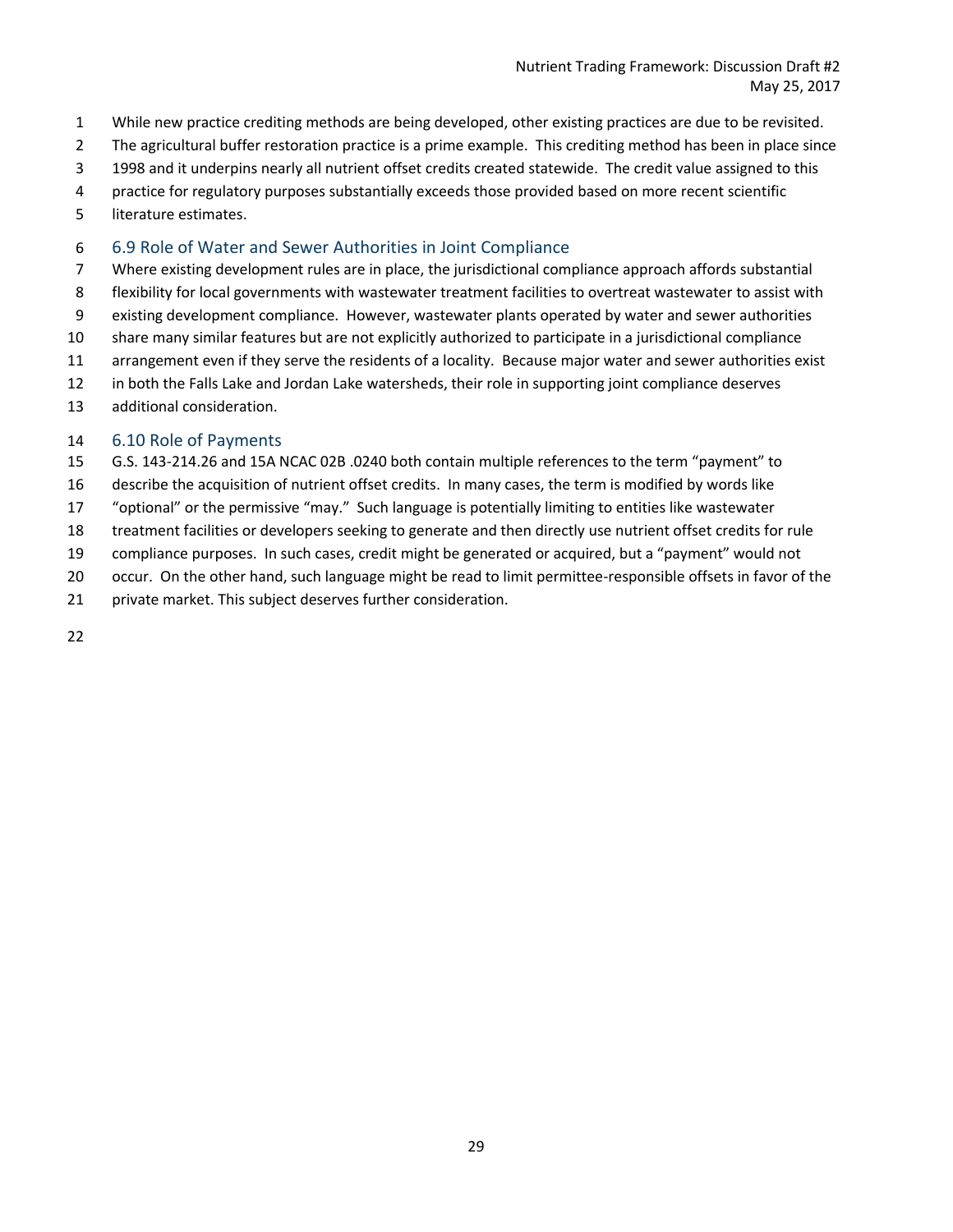While new practice crediting methods are being developed, other existing practices are due to be revisited. The agricultural buffer restoration practice is a prime example. This crediting method has been in place since 1998 and it underpins nearly all nutrient offset credits created statewide. The credit value assigned to this practice for regulatory purposes substantially exceeds those provided based on more recent scientific literature estimates.

### 6.9 Role of Water and Sewer Authorities in Joint Compliance

Where existing development rules are in place, the jurisdictional compliance approach affords substantial flexibility for local governments with wastewater treatment facilities to overtreat wastewater to assist with existing development compliance. However, wastewater plants operated by water and sewer authorities share many similar features but are not explicitly authorized to participate in a jurisdictional compliance arrangement even if they serve the residents of a locality. Because major water and sewer authorities exist in both the Falls Lake and Jordan Lake watersheds, their role in supporting joint compliance deserves additional consideration.

### 6.10 Role of Payments

G.S. 143-214.26 and 15A NCAC 02B .0240 both contain multiple references to the term "payment" to describe the acquisition of nutrient offset credits. In many cases, the term is modified by words like "optional" or the permissive "may." Such language is potentially limiting to entities like wastewater treatment facilities or developers seeking to generate and then directly use nutrient offset credits for rule compliance purposes. In such cases, credit might be generated or acquired, but a "payment" would not occur. On the other hand, such language might be read to limit permittee-responsible offsets in favor of the private market. This subject deserves further consideration.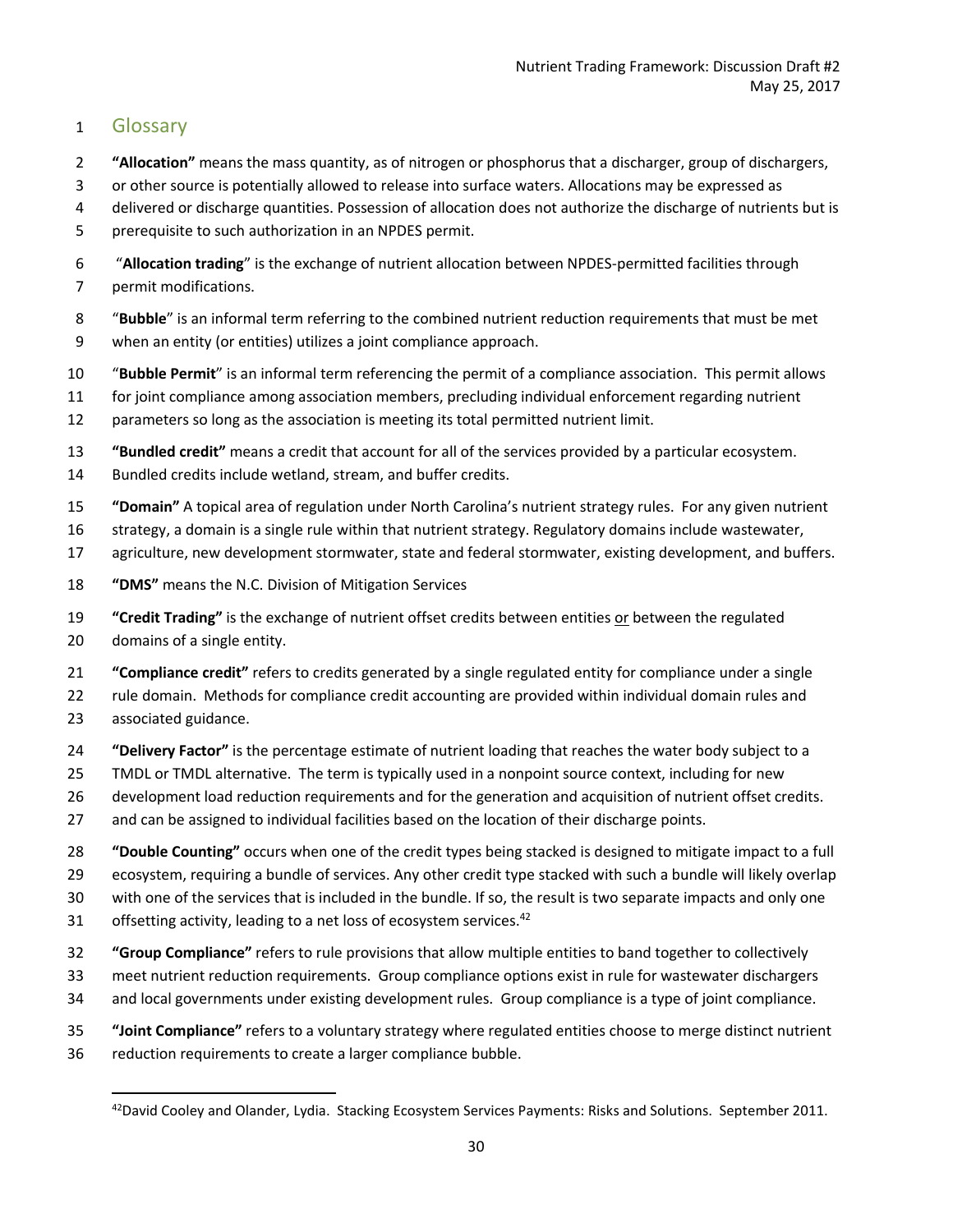## Glossary

**"Allocation"** means the mass quantity, as of nitrogen or phosphorus that a discharger, group of dischargers, or other source is potentially allowed to release into surface waters. Allocations may be expressed as delivered or discharge quantities. Possession of allocation does not authorize the discharge of nutrients but is prerequisite to such authorization in an NPDES permit.

"**Allocation trading**" is the exchange of nutrient allocation between NPDES-permitted facilities through permit modifications.

"**Bubble**" is an informal term referring to the combined nutrient reduction requirements that must be met when an entity (or entities) utilizes a joint compliance approach.

"**Bubble Permit**" is an informal term referencing the permit of a compliance association. This permit allows for joint compliance among association members, precluding individual enforcement regarding nutrient parameters so long as the association is meeting its total permitted nutrient limit.

**"Bundled credit"** means a credit that account for all of the services provided by a particular ecosystem. Bundled credits include wetland, stream, and buffer credits.

**"Domain"** A topical area of regulation under North Carolina's nutrient strategy rules. For any given nutrient strategy, a domain is a single rule within that nutrient strategy. Regulatory domains include wastewater, agriculture, new development stormwater, state and federal stormwater, existing development, and buffers.

**"DMS"** means the N.C. Division of Mitigation Services

**"Credit Trading"** is the exchange of nutrient offset credits between entities or between the regulated domains of a single entity.

**"Compliance credit"** refers to credits generated by a single regulated entity for compliance under a single rule domain. Methods for compliance credit accounting are provided within individual domain rules and associated guidance.

**"Delivery Factor"** is the percentage estimate of nutrient loading that reaches the water body subject to a TMDL or TMDL alternative. The term is typically used in a nonpoint source context, including for new development load reduction requirements and for the generation and acquisition of nutrient offset credits. and can be assigned to individual facilities based on the location of their discharge points.

**"Double Counting"** occurs when one of the credit types being stacked is designed to mitigate impact to a full ecosystem, requiring a bundle of services. Any other credit type stacked with such a bundle will likely overlap with one of the services that is included in the bundle. If so, the result is two separate impacts and only one offsetting activity, leading to a net loss of ecosystem services.[42]

**"Group Compliance"** refers to rule provisions that allow multiple entities to band together to collectively meet nutrient reduction requirements. Group compliance options exist in rule for wastewater dischargers and local governments under existing development rules. Group compliance is a type of joint compliance.

**"Joint Compliance"** refers to a voluntary strategy where regulated entities choose to merge distinct nutrient reduction requirements to create a larger compliance bubble.

---

[42] David Cooley and Olander, Lydia. Stacking Ecosystem Services Payments: Risks and Solutions. September 2011.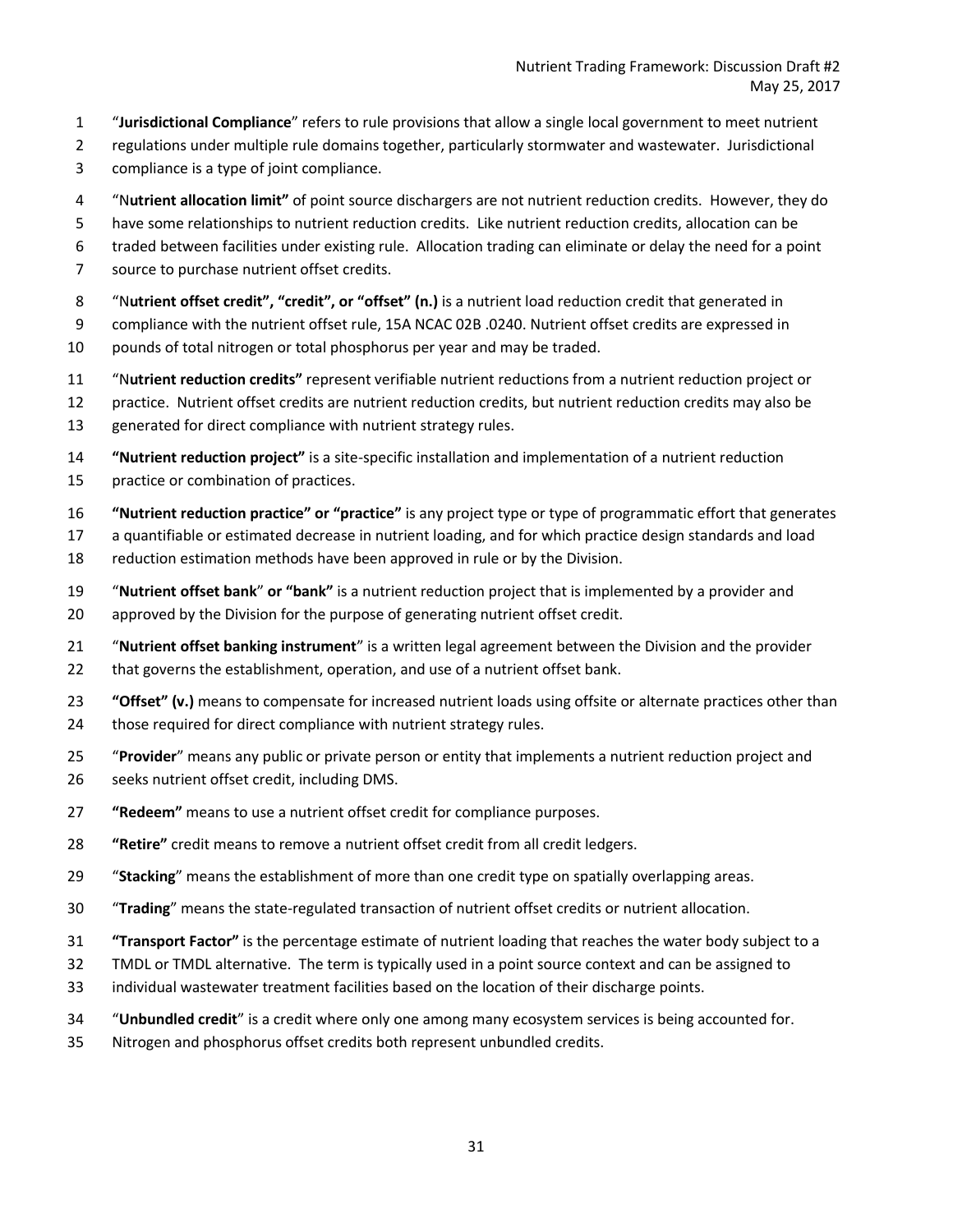"**Jurisdictional Compliance**" refers to rule provisions that allow a single local government to meet nutrient regulations under multiple rule domains together, particularly stormwater and wastewater. Jurisdictional compliance is a type of joint compliance.

"N**utrient allocation limit"** of point source dischargers are not nutrient reduction credits. However, they do have some relationships to nutrient reduction credits. Like nutrient reduction credits, allocation can be traded between facilities under existing rule. Allocation trading can eliminate or delay the need for a point source to purchase nutrient offset credits.

"N**utrient offset credit", "credit", or "offset" (n.)** is a nutrient load reduction credit that generated in compliance with the nutrient offset rule, 15A NCAC 02B .0240. Nutrient offset credits are expressed in pounds of total nitrogen or total phosphorus per year and may be traded.

"N**utrient reduction credits"** represent verifiable nutrient reductions from a nutrient reduction project or practice. Nutrient offset credits are nutrient reduction credits, but nutrient reduction credits may also be generated for direct compliance with nutrient strategy rules.

**"Nutrient reduction project"** is a site-specific installation and implementation of a nutrient reduction practice or combination of practices.

**"Nutrient reduction practice" or "practice"** is any project type or type of programmatic effort that generates a quantifiable or estimated decrease in nutrient loading, and for which practice design standards and load reduction estimation methods have been approved in rule or by the Division.

"**Nutrient offset bank**" **or "bank"** is a nutrient reduction project that is implemented by a provider and approved by the Division for the purpose of generating nutrient offset credit.

"**Nutrient offset banking instrument**" is a written legal agreement between the Division and the provider that governs the establishment, operation, and use of a nutrient offset bank.

**"Offset" (v.)** means to compensate for increased nutrient loads using offsite or alternate practices other than those required for direct compliance with nutrient strategy rules.

"**Provider**" means any public or private person or entity that implements a nutrient reduction project and seeks nutrient offset credit, including DMS.

**"Redeem"** means to use a nutrient offset credit for compliance purposes.

**"Retire"** credit means to remove a nutrient offset credit from all credit ledgers.

"**Stacking**" means the establishment of more than one credit type on spatially overlapping areas.

"**Trading**" means the state-regulated transaction of nutrient offset credits or nutrient allocation.

**"Transport Factor"** is the percentage estimate of nutrient loading that reaches the water body subject to a TMDL or TMDL alternative. The term is typically used in a point source context and can be assigned to individual wastewater treatment facilities based on the location of their discharge points.

"**Unbundled credit**" is a credit where only one among many ecosystem services is being accounted for. Nitrogen and phosphorus offset credits both represent unbundled credits.